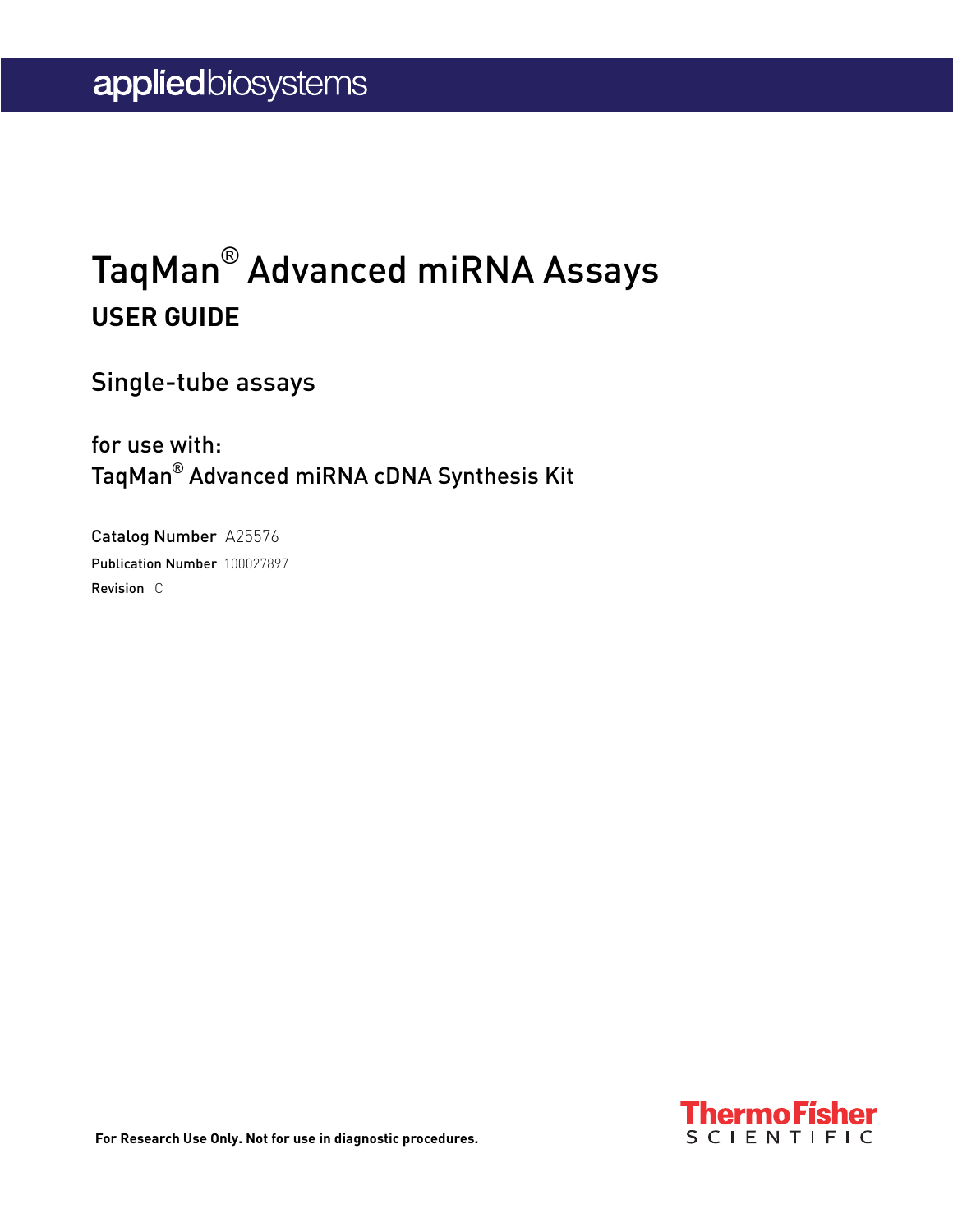appliedbiosystems

# TaqMan® Advanced miRNA Assays

## USER GUIDE

Single-tube assays

for use with:
TaqMan® Advanced miRNA cDNA Synthesis Kit

Catalog Number A25576
Publication Number 100027897
Revision C

**For Research Use Only. Not for use in diagnostic procedures.**

ThermoFisher SCIENTIFIC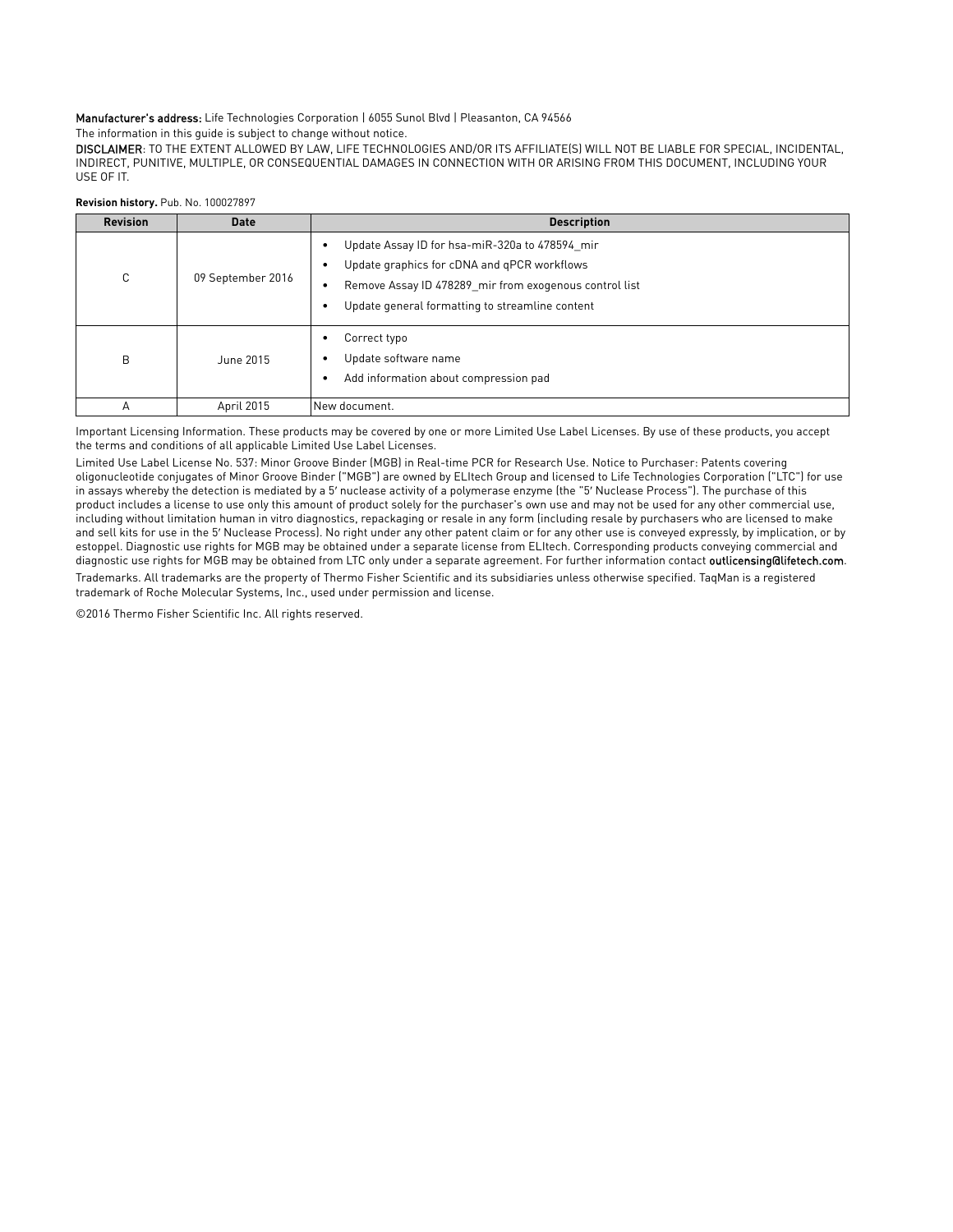**Manufacturer's address:** Life Technologies Corporation | 6055 Sunol Blvd | Pleasanton, CA 94566

The information in this guide is subject to change without notice.

**DISCLAIMER**: TO THE EXTENT ALLOWED BY LAW, LIFE TECHNOLOGIES AND/OR ITS AFFILIATE(S) WILL NOT BE LIABLE FOR SPECIAL, INCIDENTAL, INDIRECT, PUNITIVE, MULTIPLE, OR CONSEQUENTIAL DAMAGES IN CONNECTION WITH OR ARISING FROM THIS DOCUMENT, INCLUDING YOUR USE OF IT.

**Revision history.** Pub. No. 100027897

| Revision | Date | Description |
|---|---|---|
| C | 09 September 2016 | • Update Assay ID for hsa-miR-320a to 478594_mir<br>• Update graphics for cDNA and qPCR workflows<br>• Remove Assay ID 478289_mir from exogenous control list<br>• Update general formatting to streamline content |
| B | June 2015 | • Correct typo<br>• Update software name<br>• Add information about compression pad |
| A | April 2015 | New document. |

Important Licensing Information. These products may be covered by one or more Limited Use Label Licenses. By use of these products, you accept the terms and conditions of all applicable Limited Use Label Licenses.

Limited Use Label License No. 537: Minor Groove Binder (MGB) in Real-time PCR for Research Use. Notice to Purchaser: Patents covering oligonucleotide conjugates of Minor Groove Binder ("MGB") are owned by ELItech Group and licensed to Life Technologies Corporation ("LTC") for use in assays whereby the detection is mediated by a 5′ nuclease activity of a polymerase enzyme (the "5′ Nuclease Process"). The purchase of this product includes a license to use only this amount of product solely for the purchaser's own use and may not be used for any other commercial use, including without limitation human in vitro diagnostics, repackaging or resale in any form (including resale by purchasers who are licensed to make and sell kits for use in the 5′ Nuclease Process). No right under any other patent claim or for any other use is conveyed expressly, by implication, or by estoppel. Diagnostic use rights for MGB may be obtained under a separate license from ELItech. Corresponding products conveying commercial and diagnostic use rights for MGB may be obtained from LTC only under a separate agreement. For further information contact outlicensing@lifetech.com.

Trademarks. All trademarks are the property of Thermo Fisher Scientific and its subsidiaries unless otherwise specified. TaqMan is a registered trademark of Roche Molecular Systems, Inc., used under permission and license.

©2016 Thermo Fisher Scientific Inc. All rights reserved.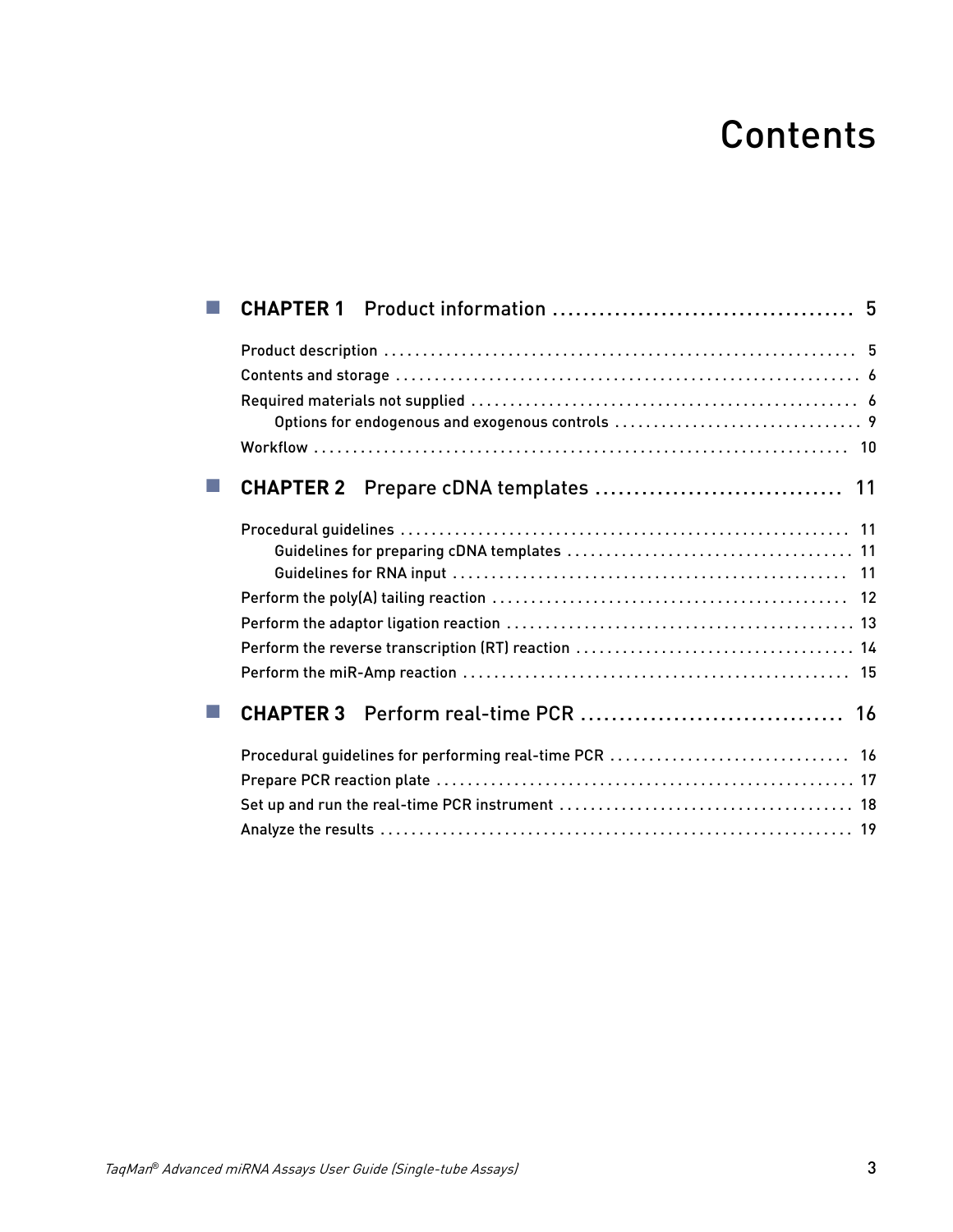# Contents

- **CHAPTER 1 Product information** ........ 5
  - Product description ........ 5
  - Contents and storage ........ 6
  - Required materials not supplied ........ 6
    - Options for endogenous and exogenous controls ........ 9
  - Workflow ........ 10
- **CHAPTER 2 Prepare cDNA templates** ........ 11
  - Procedural guidelines ........ 11
    - Guidelines for preparing cDNA templates ........ 11
    - Guidelines for RNA input ........ 11
  - Perform the poly(A) tailing reaction ........ 12
  - Perform the adaptor ligation reaction ........ 13
  - Perform the reverse transcription (RT) reaction ........ 14
  - Perform the miR-Amp reaction ........ 15
- **CHAPTER 3 Perform real-time PCR** ........ 16
  - Procedural guidelines for performing real-time PCR ........ 16
  - Prepare PCR reaction plate ........ 17
  - Set up and run the real-time PCR instrument ........ 18
  - Analyze the results ........ 19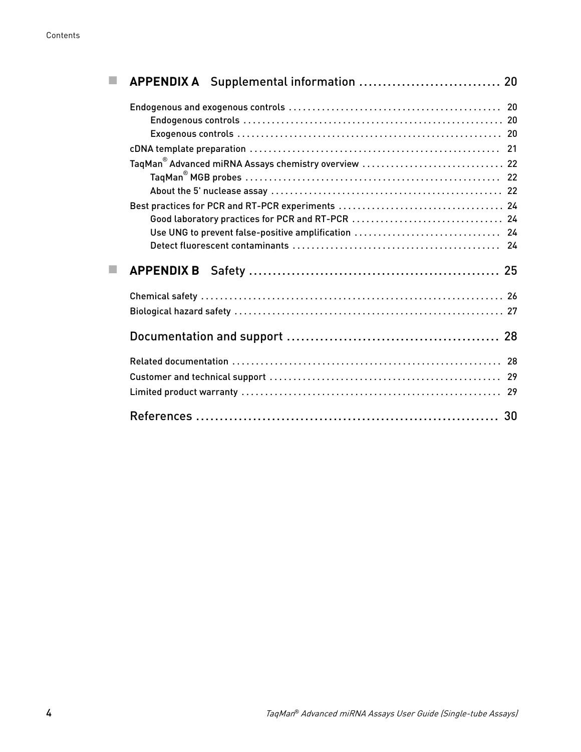- **APPENDIX A** Supplemental information ............................. 20

  Endogenous and exogenous controls ............................................ 20
  - Endogenous controls ...................................................... 20
  - Exogenous controls ....................................................... 20

  cDNA template preparation .................................................... 21

  TaqMan® Advanced miRNA Assays chemistry overview ............................. 22
  - TaqMan® MGB probes ....................................................... 22
  - About the 5' nuclease assay .............................................. 22

  Best practices for PCR and RT-PCR experiments ................................ 24
  - Good laboratory practices for PCR and RT-PCR ............................. 24
  - Use UNG to prevent false-positive amplification .......................... 24
  - Detect fluorescent contaminants .......................................... 24

- **APPENDIX B** Safety ..................................................... 25

  Chemical safety .............................................................. 26

  Biological hazard safety ..................................................... 27

Documentation and support ..................................................... 28

Related documentation ......................................................... 28

Customer and technical support ................................................ 29

Limited product warranty ...................................................... 29

References .................................................................... 30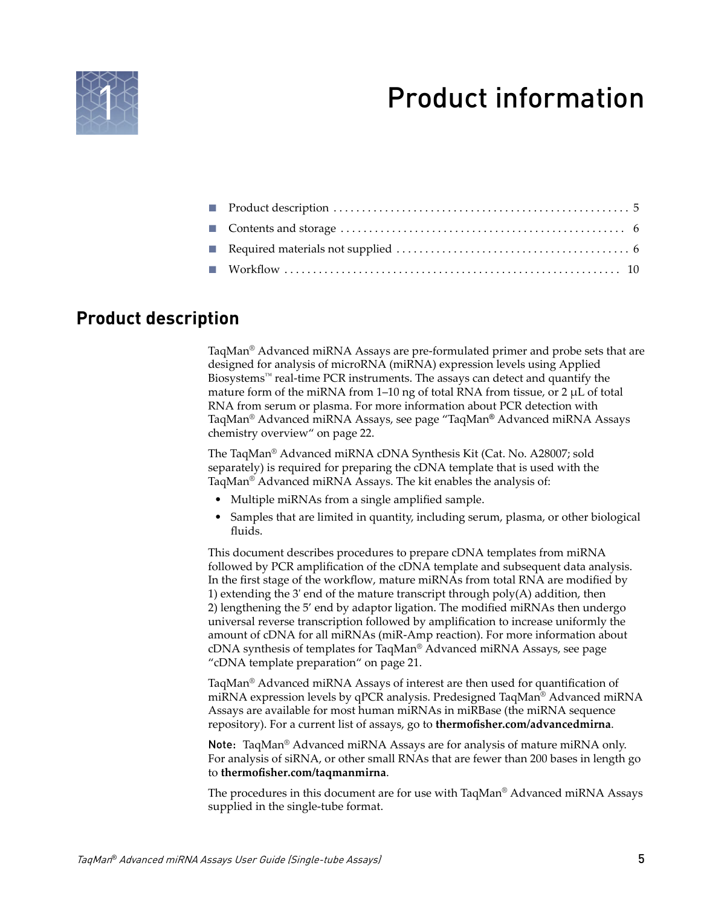# 1 Product information

- Product description . . . . . . . . . . . . . . . . . . . . . . . . . . . . . . . . . . . . . . . . . . . . . . . . . . . 5
- Contents and storage . . . . . . . . . . . . . . . . . . . . . . . . . . . . . . . . . . . . . . . . . . . . . . . . . 6
- Required materials not supplied . . . . . . . . . . . . . . . . . . . . . . . . . . . . . . . . . . . . . . . . 6
- Workflow . . . . . . . . . . . . . . . . . . . . . . . . . . . . . . . . . . . . . . . . . . . . . . . . . . . . . . . . . . 10

## Product description

TaqMan® Advanced miRNA Assays are pre-formulated primer and probe sets that are designed for analysis of microRNA (miRNA) expression levels using Applied Biosystems™ real-time PCR instruments. The assays can detect and quantify the mature form of the miRNA from 1–10 ng of total RNA from tissue, or 2 µL of total RNA from serum or plasma. For more information about PCR detection with TaqMan® Advanced miRNA Assays, see page "TaqMan® Advanced miRNA Assays chemistry overview" on page 22.

The TaqMan® Advanced miRNA cDNA Synthesis Kit (Cat. No. A28007; sold separately) is required for preparing the cDNA template that is used with the TaqMan® Advanced miRNA Assays. The kit enables the analysis of:

- Multiple miRNAs from a single amplified sample.
- Samples that are limited in quantity, including serum, plasma, or other biological fluids.

This document describes procedures to prepare cDNA templates from miRNA followed by PCR amplification of the cDNA template and subsequent data analysis. In the first stage of the workflow, mature miRNAs from total RNA are modified by 1) extending the 3' end of the mature transcript through poly(A) addition, then 2) lengthening the 5' end by adaptor ligation. The modified miRNAs then undergo universal reverse transcription followed by amplification to increase uniformly the amount of cDNA for all miRNAs (miR-Amp reaction). For more information about cDNA synthesis of templates for TaqMan® Advanced miRNA Assays, see page "cDNA template preparation" on page 21.

TaqMan® Advanced miRNA Assays of interest are then used for quantification of miRNA expression levels by qPCR analysis. Predesigned TaqMan® Advanced miRNA Assays are available for most human miRNAs in miRBase (the miRNA sequence repository). For a current list of assays, go to **thermofisher.com/advancedmirna**.

Note: TaqMan® Advanced miRNA Assays are for analysis of mature miRNA only. For analysis of siRNA, or other small RNAs that are fewer than 200 bases in length go to **thermofisher.com/taqmanmirna**.

The procedures in this document are for use with TaqMan® Advanced miRNA Assays supplied in the single-tube format.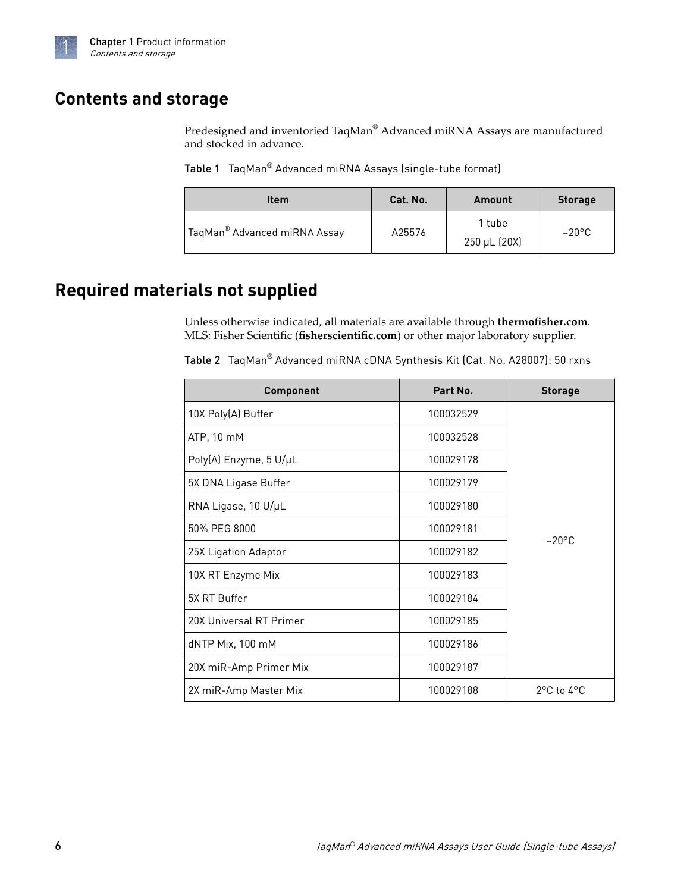## Contents and storage

Predesigned and inventoried TaqMan® Advanced miRNA Assays are manufactured and stocked in advance.

Table 1 TaqMan® Advanced miRNA Assays (single-tube format)

| Item | Cat. No. | Amount | Storage |
|---|---|---|---|
| TaqMan® Advanced miRNA Assay | A25576 | 1 tube<br>250 µL (20X) | –20°C |

## Required materials not supplied

Unless otherwise indicated, all materials are available through **thermofisher.com**. MLS: Fisher Scientific (**fisherscientific.com**) or other major laboratory supplier.

Table 2 TaqMan® Advanced miRNA cDNA Synthesis Kit (Cat. No. A28007): 50 rxns

| Component | Part No. | Storage |
|---|---|---|
| 10X Poly(A) Buffer | 100032529 | –20°C |
| ATP, 10 mM | 100032528 | |
| Poly(A) Enzyme, 5 U/µL | 100029178 | |
| 5X DNA Ligase Buffer | 100029179 | |
| RNA Ligase, 10 U/µL | 100029180 | |
| 50% PEG 8000 | 100029181 | |
| 25X Ligation Adaptor | 100029182 | |
| 10X RT Enzyme Mix | 100029183 | |
| 5X RT Buffer | 100029184 | |
| 20X Universal RT Primer | 100029185 | |
| dNTP Mix, 100 mM | 100029186 | |
| 20X miR-Amp Primer Mix | 100029187 | |
| 2X miR-Amp Master Mix | 100029188 | 2°C to 4°C |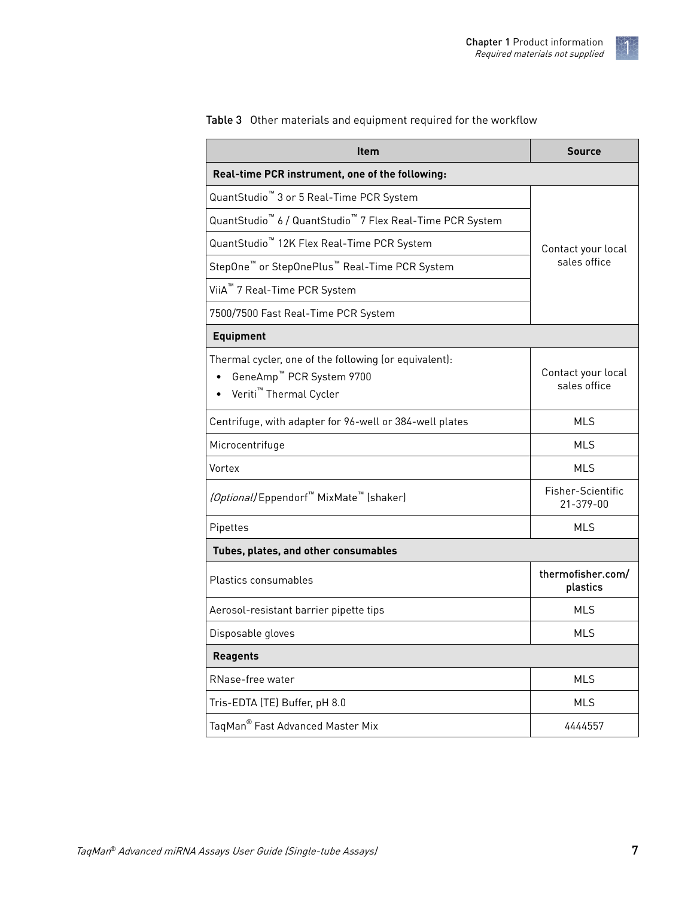Table 3 Other materials and equipment required for the workflow

| Item | Source |
| --- | --- |
| **Real-time PCR instrument, one of the following:** | |
| QuantStudio™ 3 or 5 Real-Time PCR System | Contact your local sales office |
| QuantStudio™ 6 / QuantStudio™ 7 Flex Real-Time PCR System | |
| QuantStudio™ 12K Flex Real-Time PCR System | |
| StepOne™ or StepOnePlus™ Real-Time PCR System | |
| ViiA™ 7 Real-Time PCR System | |
| 7500/7500 Fast Real-Time PCR System | |
| **Equipment** | |
| Thermal cycler, one of the following (or equivalent): <br>• GeneAmp™ PCR System 9700 <br>• Veriti™ Thermal Cycler | Contact your local sales office |
| Centrifuge, with adapter for 96-well or 384-well plates | MLS |
| Microcentrifuge | MLS |
| Vortex | MLS |
| *(Optional)* Eppendorf™ MixMate™ (shaker) | Fisher-Scientific 21-379-00 |
| Pipettes | MLS |
| **Tubes, plates, and other consumables** | |
| Plastics consumables | **thermofisher.com/plastics** |
| Aerosol-resistant barrier pipette tips | MLS |
| Disposable gloves | MLS |
| **Reagents** | |
| RNase-free water | MLS |
| Tris-EDTA (TE) Buffer, pH 8.0 | MLS |
| TaqMan® Fast Advanced Master Mix | 4444557 |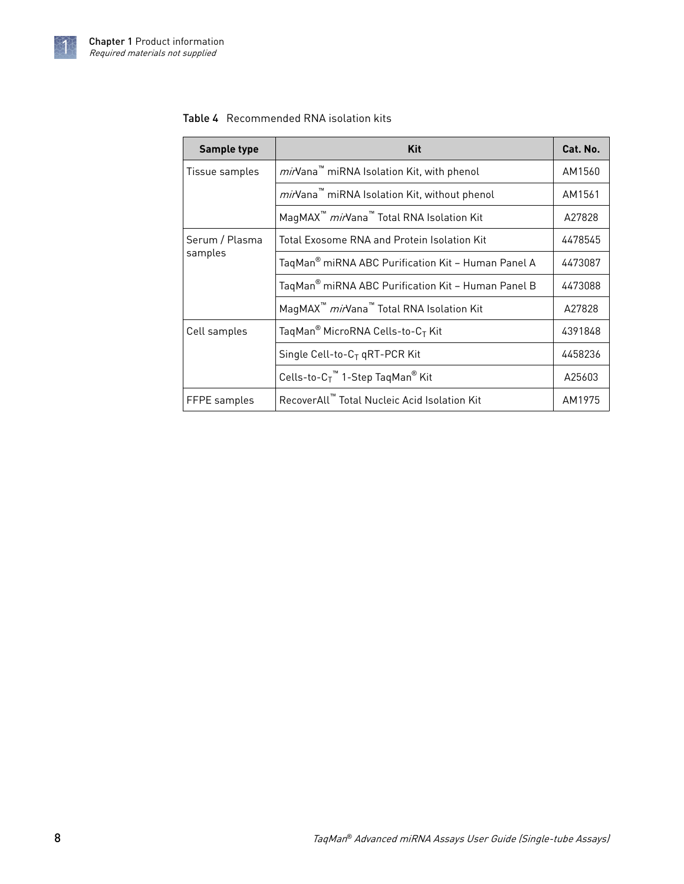**Table 4** Recommended RNA isolation kits

| Sample type | Kit | Cat. No. |
|---|---|---|
| Tissue samples | *mir*Vana™ miRNA Isolation Kit, with phenol | AM1560 |
| | *mir*Vana™ miRNA Isolation Kit, without phenol | AM1561 |
| | MagMAX™ *mir*Vana™ Total RNA Isolation Kit | A27828 |
| Serum / Plasma samples | Total Exosome RNA and Protein Isolation Kit | 4478545 |
| | TaqMan® miRNA ABC Purification Kit – Human Panel A | 4473087 |
| | TaqMan® miRNA ABC Purification Kit – Human Panel B | 4473088 |
| | MagMAX™ *mir*Vana™ Total RNA Isolation Kit | A27828 |
| Cell samples | TaqMan® MicroRNA Cells-to-$C_T$ Kit | 4391848 |
| | Single Cell-to-$C_T$ qRT-PCR Kit | 4458236 |
| | Cells-to-$C_T$™ 1-Step TaqMan® Kit | A25603 |
| FFPE samples | RecoverAll™ Total Nucleic Acid Isolation Kit | AM1975 |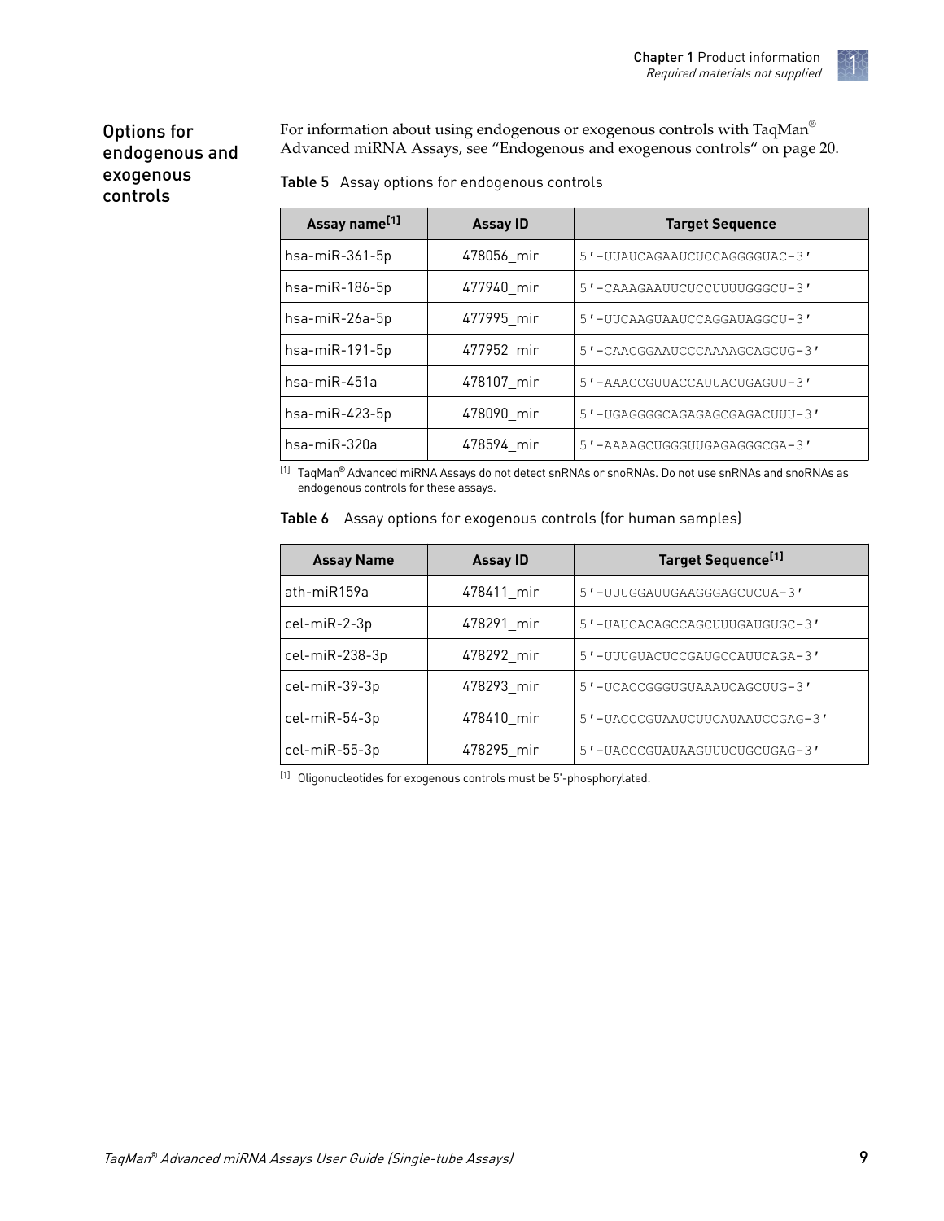## Options for endogenous and exogenous controls

For information about using endogenous or exogenous controls with TaqMan® Advanced miRNA Assays, see "Endogenous and exogenous controls" on page 20.

**Table 5** Assay options for endogenous controls

| Assay name[1] | Assay ID | Target Sequence |
|---|---|---|
| hsa-miR-361-5p | 478056_mir | 5′-UUAUCAGAAUCUCCAGGGGUAC-3′ |
| hsa-miR-186-5p | 477940_mir | 5′-CAAAGAAUUCUCCUUUUGGGCU-3′ |
| hsa-miR-26a-5p | 477995_mir | 5′-UUCAAGUAAUCCAGGAUAGGCU-3′ |
| hsa-miR-191-5p | 477952_mir | 5′-CAACGGAAUCCCAAAAGCAGCUG-3′ |
| hsa-miR-451a | 478107_mir | 5′-AAACCGUUACCAUUACUGAGUU-3′ |
| hsa-miR-423-5p | 478090_mir | 5′-UGAGGGGCAGAGAGCGAGACUUU-3′ |
| hsa-miR-320a | 478594_mir | 5′-AAAAGCUGGGUUGAGAGGGCGA-3′ |

[1] TaqMan® Advanced miRNA Assays do not detect snRNAs or snoRNAs. Do not use snRNAs and snoRNAs as endogenous controls for these assays.

**Table 6** Assay options for exogenous controls (for human samples)

| Assay Name | Assay ID | Target Sequence[1] |
|---|---|---|
| ath-miR159a | 478411_mir | 5′-UUUGGAUUGAAGGGAGCUCUA-3′ |
| cel-miR-2-3p | 478291_mir | 5′-UAUCACAGCCAGCUUUGAUGUGC-3′ |
| cel-miR-238-3p | 478292_mir | 5′-UUUGUACUCCGAUGCCAUUCAGA-3′ |
| cel-miR-39-3p | 478293_mir | 5′-UCACCGGGUGUAAAUCAGCUUG-3′ |
| cel-miR-54-3p | 478410_mir | 5′-UACCCGUAAUCUUCAUAAUCCGAG-3′ |
| cel-miR-55-3p | 478295_mir | 5′-UACCCGUAUAAGUUUCUGCUGAG-3′ |

[1] Oligonucleotides for exogenous controls must be 5′-phosphorylated.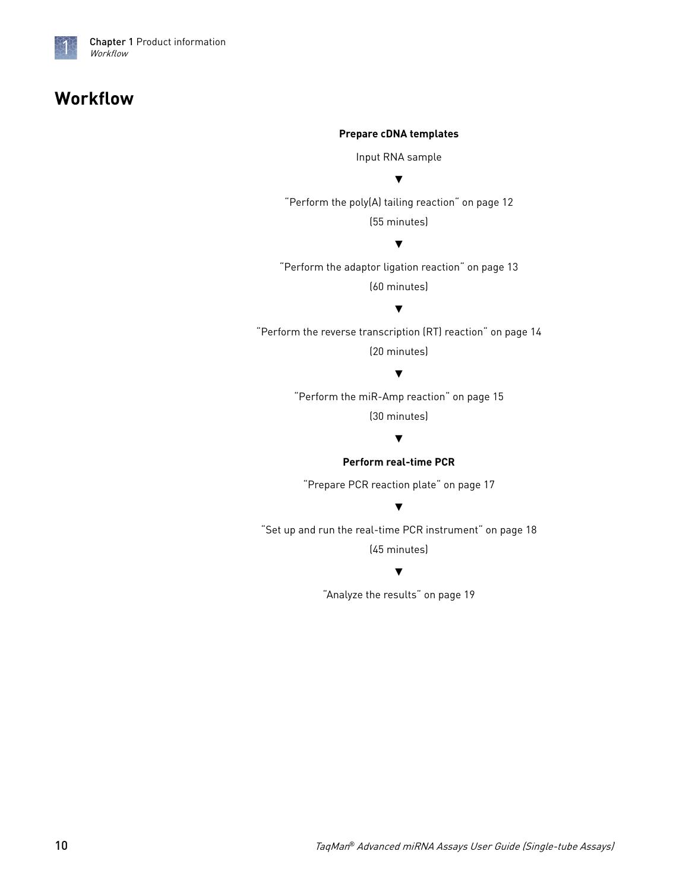## Workflow

**Prepare cDNA templates**

Input RNA sample

▼

"Perform the poly(A) tailing reaction" on page 12

(55 minutes)

▼

"Perform the adaptor ligation reaction" on page 13

(60 minutes)

▼

"Perform the reverse transcription (RT) reaction" on page 14

(20 minutes)

▼

"Perform the miR-Amp reaction" on page 15

(30 minutes)

▼

**Perform real-time PCR**

"Prepare PCR reaction plate" on page 17

▼

"Set up and run the real-time PCR instrument" on page 18

(45 minutes)

▼

"Analyze the results" on page 19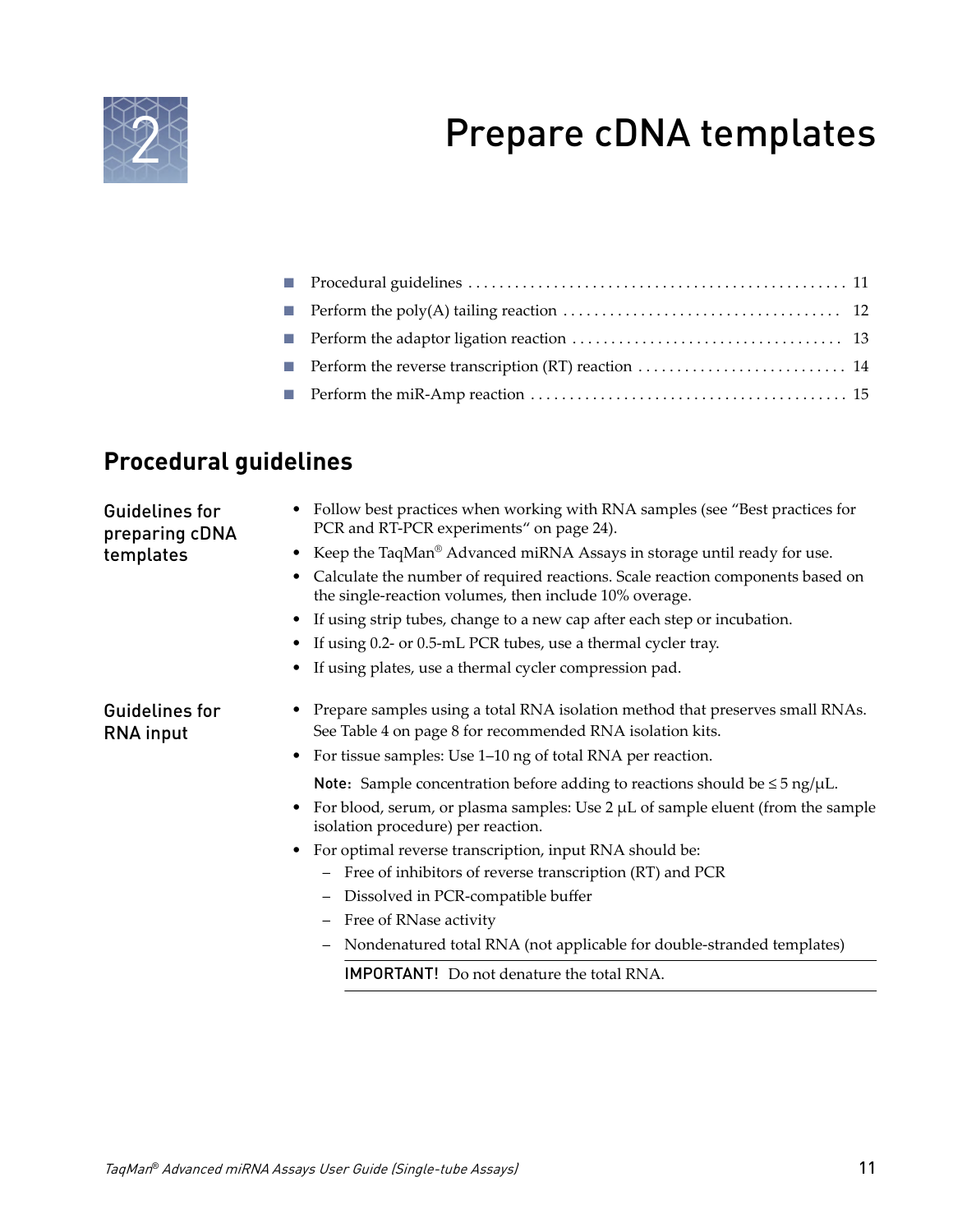# 2 Prepare cDNA templates

- Procedural guidelines ........ 11
- Perform the poly(A) tailing reaction ........ 12
- Perform the adaptor ligation reaction ........ 13
- Perform the reverse transcription (RT) reaction ........ 14
- Perform the miR-Amp reaction ........ 15

## Procedural guidelines

### Guidelines for preparing cDNA templates

- Follow best practices when working with RNA samples (see "Best practices for PCR and RT-PCR experiments" on page 24).
- Keep the TaqMan® Advanced miRNA Assays in storage until ready for use.
- Calculate the number of required reactions. Scale reaction components based on the single-reaction volumes, then include 10% overage.
- If using strip tubes, change to a new cap after each step or incubation.
- If using 0.2- or 0.5-mL PCR tubes, use a thermal cycler tray.
- If using plates, use a thermal cycler compression pad.

### Guidelines for RNA input

- Prepare samples using a total RNA isolation method that preserves small RNAs. See Table 4 on page 8 for recommended RNA isolation kits.
- For tissue samples: Use 1–10 ng of total RNA per reaction.

  **Note:** Sample concentration before adding to reactions should be ≤ 5 ng/µL.
- For blood, serum, or plasma samples: Use 2 µL of sample eluent (from the sample isolation procedure) per reaction.
- For optimal reverse transcription, input RNA should be:
  - Free of inhibitors of reverse transcription (RT) and PCR
  - Dissolved in PCR-compatible buffer
  - Free of RNase activity
  - Nondenatured total RNA (not applicable for double-stranded templates)

  **IMPORTANT!** Do not denature the total RNA.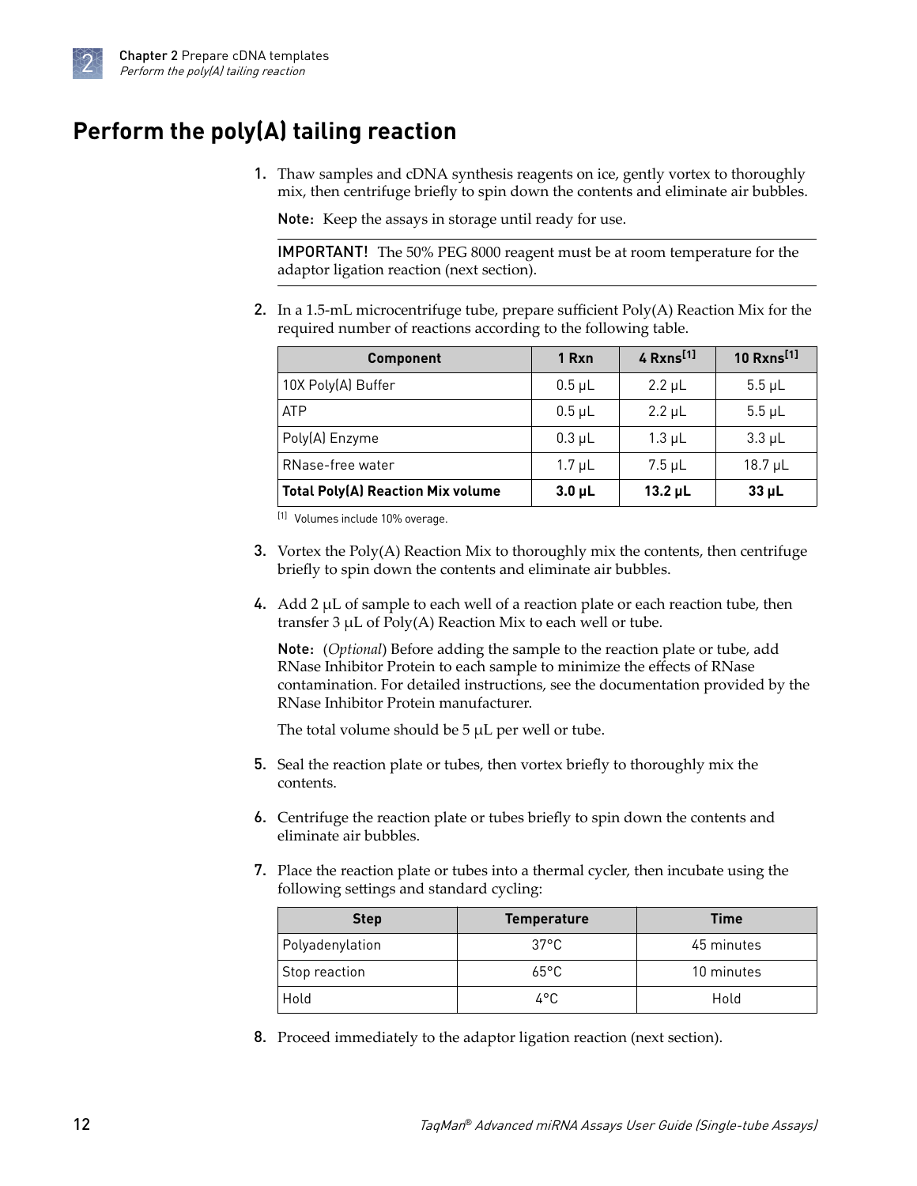## Perform the poly(A) tailing reaction

1. Thaw samples and cDNA synthesis reagents on ice, gently vortex to thoroughly mix, then centrifuge briefly to spin down the contents and eliminate air bubbles.

   **Note:** Keep the assays in storage until ready for use.

   **IMPORTANT!** The 50% PEG 8000 reagent must be at room temperature for the adaptor ligation reaction (next section).

2. In a 1.5-mL microcentrifuge tube, prepare sufficient Poly(A) Reaction Mix for the required number of reactions according to the following table.

| Component | 1 Rxn | 4 Rxns[1] | 10 Rxns[1] |
|---|---|---|---|
| 10X Poly(A) Buffer | 0.5 µL | 2.2 µL | 5.5 µL |
| ATP | 0.5 µL | 2.2 µL | 5.5 µL |
| Poly(A) Enzyme | 0.3 µL | 1.3 µL | 3.3 µL |
| RNase-free water | 1.7 µL | 7.5 µL | 18.7 µL |
| **Total Poly(A) Reaction Mix volume** | **3.0 µL** | **13.2 µL** | **33 µL** |

[1] Volumes include 10% overage.

3. Vortex the Poly(A) Reaction Mix to thoroughly mix the contents, then centrifuge briefly to spin down the contents and eliminate air bubbles.

4. Add 2 µL of sample to each well of a reaction plate or each reaction tube, then transfer 3 µL of Poly(A) Reaction Mix to each well or tube.

   **Note:** (*Optional*) Before adding the sample to the reaction plate or tube, add RNase Inhibitor Protein to each sample to minimize the effects of RNase contamination. For detailed instructions, see the documentation provided by the RNase Inhibitor Protein manufacturer.

   The total volume should be 5 µL per well or tube.

5. Seal the reaction plate or tubes, then vortex briefly to thoroughly mix the contents.

6. Centrifuge the reaction plate or tubes briefly to spin down the contents and eliminate air bubbles.

7. Place the reaction plate or tubes into a thermal cycler, then incubate using the following settings and standard cycling:

| Step | Temperature | Time |
|---|---|---|
| Polyadenylation | 37°C | 45 minutes |
| Stop reaction | 65°C | 10 minutes |
| Hold | 4°C | Hold |

8. Proceed immediately to the adaptor ligation reaction (next section).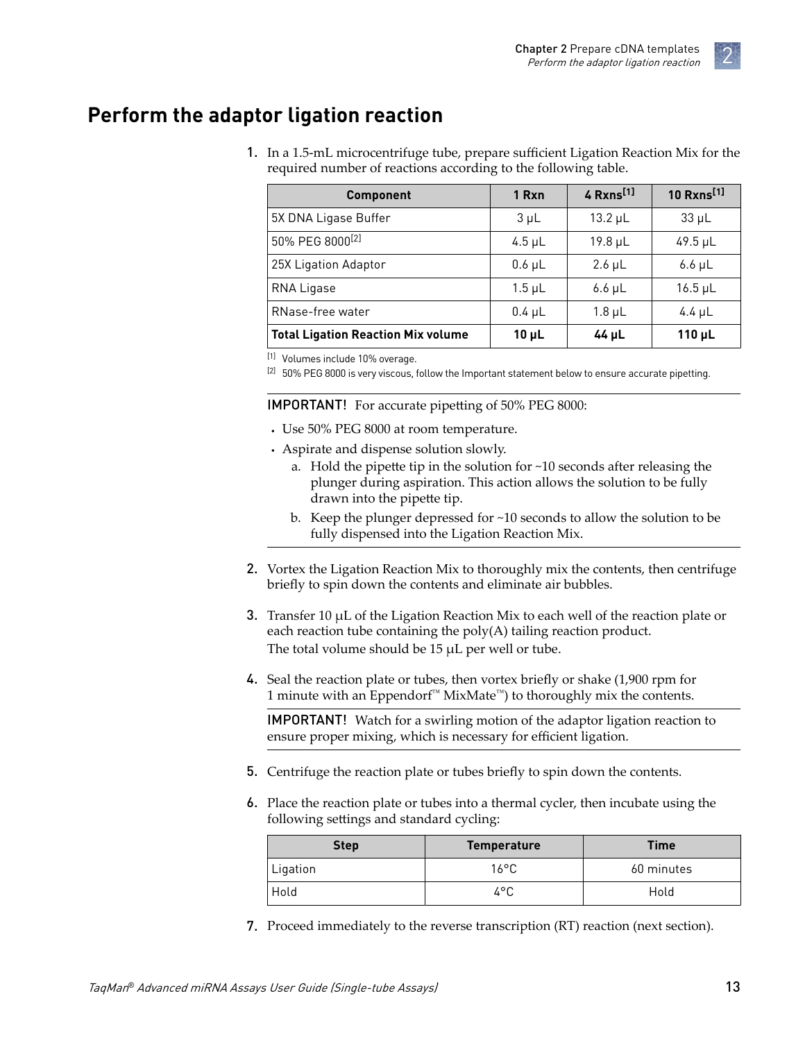# Perform the adaptor ligation reaction

1. In a 1.5-mL microcentrifuge tube, prepare sufficient Ligation Reaction Mix for the required number of reactions according to the following table.

| Component | 1 Rxn | 4 Rxns[1] | 10 Rxns[1] |
|---|---|---|---|
| 5X DNA Ligase Buffer | 3 µL | 13.2 µL | 33 µL |
| 50% PEG 8000[2] | 4.5 µL | 19.8 µL | 49.5 µL |
| 25X Ligation Adaptor | 0.6 µL | 2.6 µL | 6.6 µL |
| RNA Ligase | 1.5 µL | 6.6 µL | 16.5 µL |
| RNase-free water | 0.4 µL | 1.8 µL | 4.4 µL |
| **Total Ligation Reaction Mix volume** | **10 µL** | **44 µL** | **110 µL** |

[1] Volumes include 10% overage.

[2] 50% PEG 8000 is very viscous, follow the Important statement below to ensure accurate pipetting.

IMPORTANT! For accurate pipetting of 50% PEG 8000:

- Use 50% PEG 8000 at room temperature.
- Aspirate and dispense solution slowly.
  a. Hold the pipette tip in the solution for ~10 seconds after releasing the plunger during aspiration. This action allows the solution to be fully drawn into the pipette tip.
  b. Keep the plunger depressed for ~10 seconds to allow the solution to be fully dispensed into the Ligation Reaction Mix.

2. Vortex the Ligation Reaction Mix to thoroughly mix the contents, then centrifuge briefly to spin down the contents and eliminate air bubbles.

3. Transfer 10 µL of the Ligation Reaction Mix to each well of the reaction plate or each reaction tube containing the poly(A) tailing reaction product.
   The total volume should be 15 µL per well or tube.

4. Seal the reaction plate or tubes, then vortex briefly or shake (1,900 rpm for 1 minute with an Eppendorf™ MixMate™) to thoroughly mix the contents.

   IMPORTANT! Watch for a swirling motion of the adaptor ligation reaction to ensure proper mixing, which is necessary for efficient ligation.

5. Centrifuge the reaction plate or tubes briefly to spin down the contents.

6. Place the reaction plate or tubes into a thermal cycler, then incubate using the following settings and standard cycling:

| Step | Temperature | Time |
|---|---|---|
| Ligation | 16°C | 60 minutes |
| Hold | 4°C | Hold |

7. Proceed immediately to the reverse transcription (RT) reaction (next section).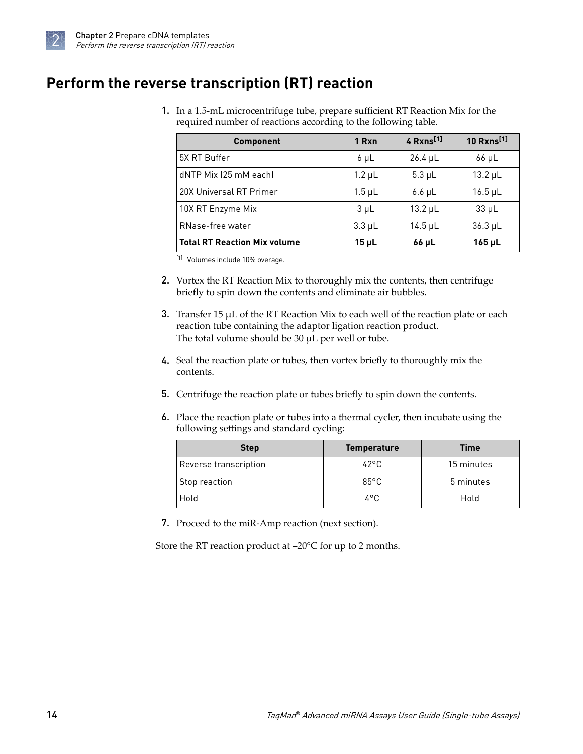# Perform the reverse transcription (RT) reaction

1. In a 1.5-mL microcentrifuge tube, prepare sufficient RT Reaction Mix for the required number of reactions according to the following table.

| Component | 1 Rxn | 4 Rxns[1] | 10 Rxns[1] |
|---|---|---|---|
| 5X RT Buffer | 6 µL | 26.4 µL | 66 µL |
| dNTP Mix (25 mM each) | 1.2 µL | 5.3 µL | 13.2 µL |
| 20X Universal RT Primer | 1.5 µL | 6.6 µL | 16.5 µL |
| 10X RT Enzyme Mix | 3 µL | 13.2 µL | 33 µL |
| RNase-free water | 3.3 µL | 14.5 µL | 36.3 µL |
| **Total RT Reaction Mix volume** | **15 µL** | **66 µL** | **165 µL** |

[1] Volumes include 10% overage.

2. Vortex the RT Reaction Mix to thoroughly mix the contents, then centrifuge briefly to spin down the contents and eliminate air bubbles.

3. Transfer 15 µL of the RT Reaction Mix to each well of the reaction plate or each reaction tube containing the adaptor ligation reaction product.
   The total volume should be 30 µL per well or tube.

4. Seal the reaction plate or tubes, then vortex briefly to thoroughly mix the contents.

5. Centrifuge the reaction plate or tubes briefly to spin down the contents.

6. Place the reaction plate or tubes into a thermal cycler, then incubate using the following settings and standard cycling:

| Step | Temperature | Time |
|---|---|---|
| Reverse transcription | 42°C | 15 minutes |
| Stop reaction | 85°C | 5 minutes |
| Hold | 4°C | Hold |

7. Proceed to the miR-Amp reaction (next section).

Store the RT reaction product at –20°C for up to 2 months.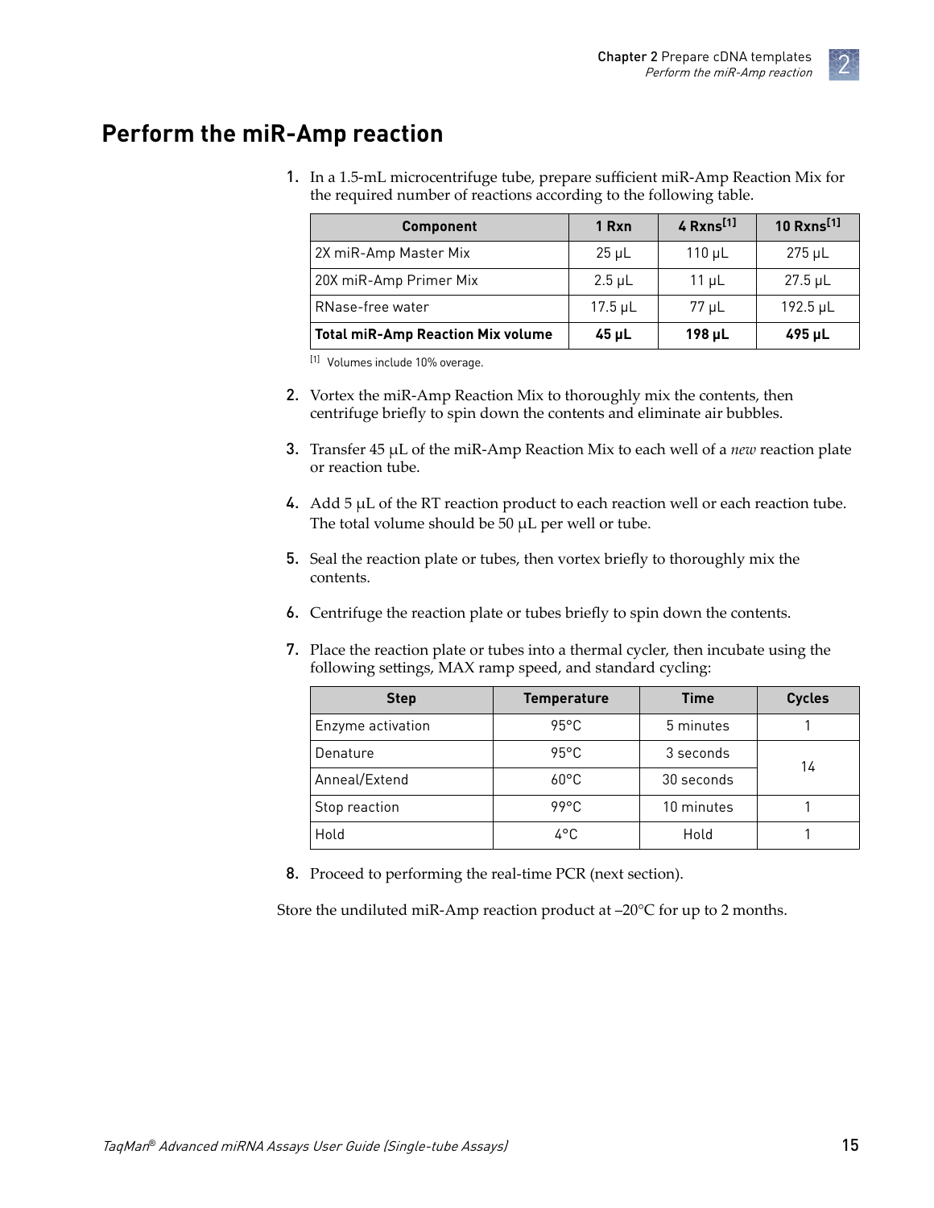## Perform the miR-Amp reaction

1. In a 1.5-mL microcentrifuge tube, prepare sufficient miR-Amp Reaction Mix for the required number of reactions according to the following table.

| Component | 1 Rxn | 4 Rxns[1] | 10 Rxns[1] |
| --- | --- | --- | --- |
| 2X miR-Amp Master Mix | 25 µL | 110 µL | 275 µL |
| 20X miR-Amp Primer Mix | 2.5 µL | 11 µL | 27.5 µL |
| RNase-free water | 17.5 µL | 77 µL | 192.5 µL |
| **Total miR-Amp Reaction Mix volume** | **45 µL** | **198 µL** | **495 µL** |

[1] Volumes include 10% overage.

2. Vortex the miR-Amp Reaction Mix to thoroughly mix the contents, then centrifuge briefly to spin down the contents and eliminate air bubbles.

3. Transfer 45 µL of the miR-Amp Reaction Mix to each well of a *new* reaction plate or reaction tube.

4. Add 5 µL of the RT reaction product to each reaction well or each reaction tube. The total volume should be 50 µL per well or tube.

5. Seal the reaction plate or tubes, then vortex briefly to thoroughly mix the contents.

6. Centrifuge the reaction plate or tubes briefly to spin down the contents.

7. Place the reaction plate or tubes into a thermal cycler, then incubate using the following settings, MAX ramp speed, and standard cycling:

| Step | Temperature | Time | Cycles |
| --- | --- | --- | --- |
| Enzyme activation | 95°C | 5 minutes | 1 |
| Denature | 95°C | 3 seconds | 14 |
| Anneal/Extend | 60°C | 30 seconds | |
| Stop reaction | 99°C | 10 minutes | 1 |
| Hold | 4°C | Hold | 1 |

8. Proceed to performing the real-time PCR (next section).

Store the undiluted miR-Amp reaction product at –20°C for up to 2 months.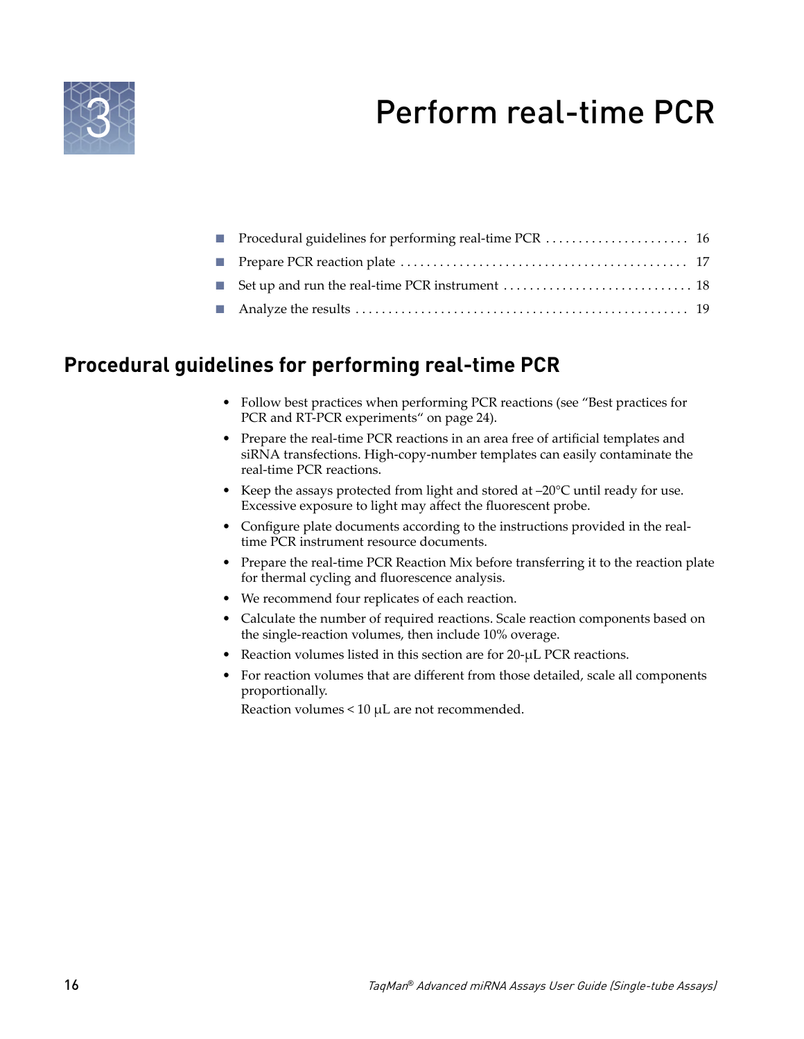# 3 Perform real-time PCR

- Procedural guidelines for performing real-time PCR . . . . . . . . . . . . . . . . . . . . . . 16
- Prepare PCR reaction plate . . . . . . . . . . . . . . . . . . . . . . . . . . . . . . . . . . . . . . . . . . . 17
- Set up and run the real-time PCR instrument . . . . . . . . . . . . . . . . . . . . . . . . . . . . 18
- Analyze the results . . . . . . . . . . . . . . . . . . . . . . . . . . . . . . . . . . . . . . . . . . . . . . . . . . 19

## Procedural guidelines for performing real-time PCR

- Follow best practices when performing PCR reactions (see "Best practices for PCR and RT-PCR experiments" on page 24).
- Prepare the real-time PCR reactions in an area free of artificial templates and siRNA transfections. High-copy-number templates can easily contaminate the real-time PCR reactions.
- Keep the assays protected from light and stored at –20°C until ready for use. Excessive exposure to light may affect the fluorescent probe.
- Configure plate documents according to the instructions provided in the real-time PCR instrument resource documents.
- Prepare the real-time PCR Reaction Mix before transferring it to the reaction plate for thermal cycling and fluorescence analysis.
- We recommend four replicates of each reaction.
- Calculate the number of required reactions. Scale reaction components based on the single-reaction volumes, then include 10% overage.
- Reaction volumes listed in this section are for 20-µL PCR reactions.
- For reaction volumes that are different from those detailed, scale all components proportionally.

  Reaction volumes < 10 µL are not recommended.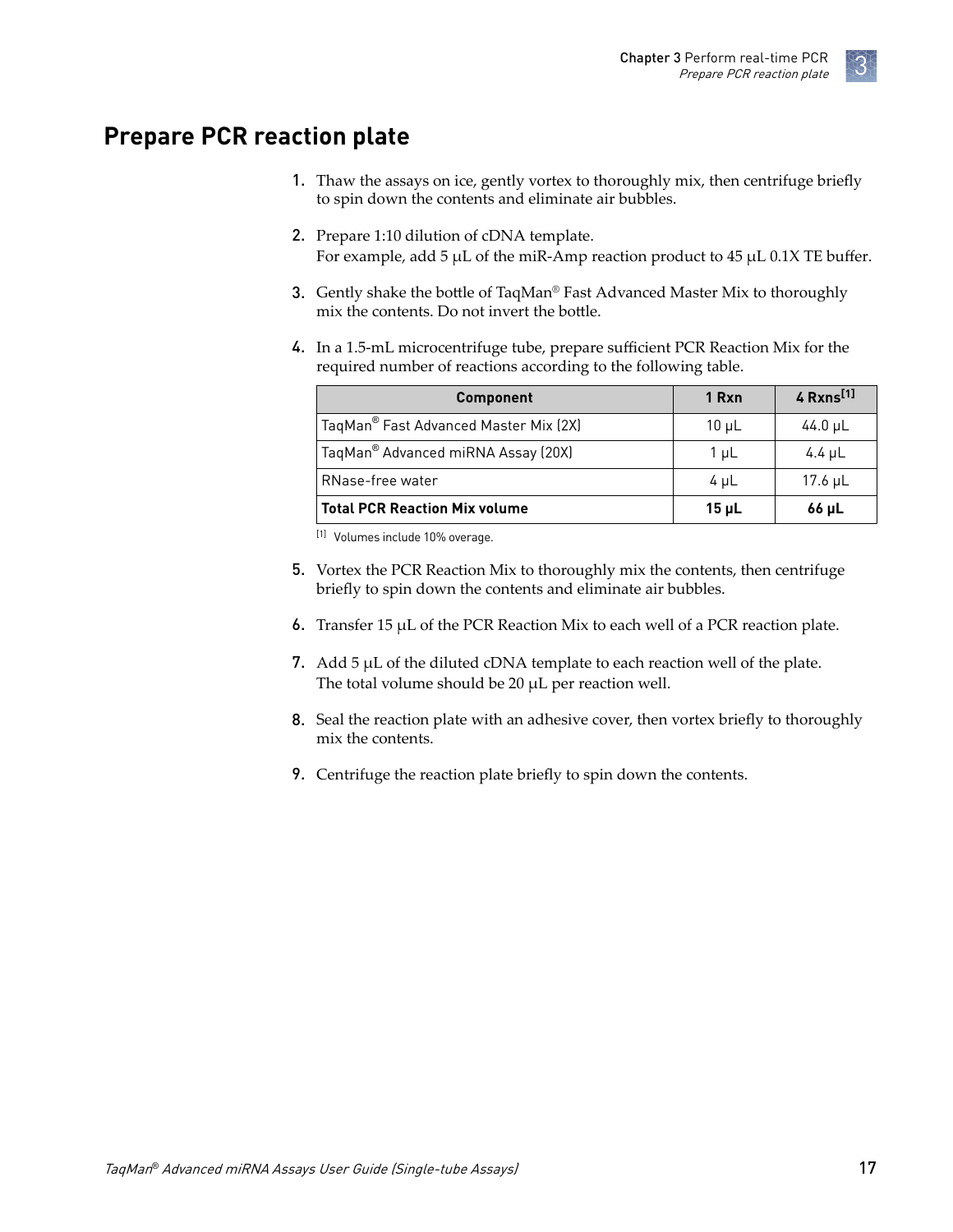## Prepare PCR reaction plate

1. Thaw the assays on ice, gently vortex to thoroughly mix, then centrifuge briefly to spin down the contents and eliminate air bubbles.
2. Prepare 1:10 dilution of cDNA template.
   For example, add 5 µL of the miR-Amp reaction product to 45 µL 0.1X TE buffer.
3. Gently shake the bottle of TaqMan® Fast Advanced Master Mix to thoroughly mix the contents. Do not invert the bottle.
4. In a 1.5-mL microcentrifuge tube, prepare sufficient PCR Reaction Mix for the required number of reactions according to the following table.

| Component | 1 Rxn | 4 Rxns[1] |
|---|---|---|
| TaqMan® Fast Advanced Master Mix (2X) | 10 µL | 44.0 µL |
| TaqMan® Advanced miRNA Assay (20X) | 1 µL | 4.4 µL |
| RNase-free water | 4 µL | 17.6 µL |
| **Total PCR Reaction Mix volume** | **15 µL** | **66 µL** |

[1] Volumes include 10% overage.

5. Vortex the PCR Reaction Mix to thoroughly mix the contents, then centrifuge briefly to spin down the contents and eliminate air bubbles.
6. Transfer 15 µL of the PCR Reaction Mix to each well of a PCR reaction plate.
7. Add 5 µL of the diluted cDNA template to each reaction well of the plate.
   The total volume should be 20 µL per reaction well.
8. Seal the reaction plate with an adhesive cover, then vortex briefly to thoroughly mix the contents.
9. Centrifuge the reaction plate briefly to spin down the contents.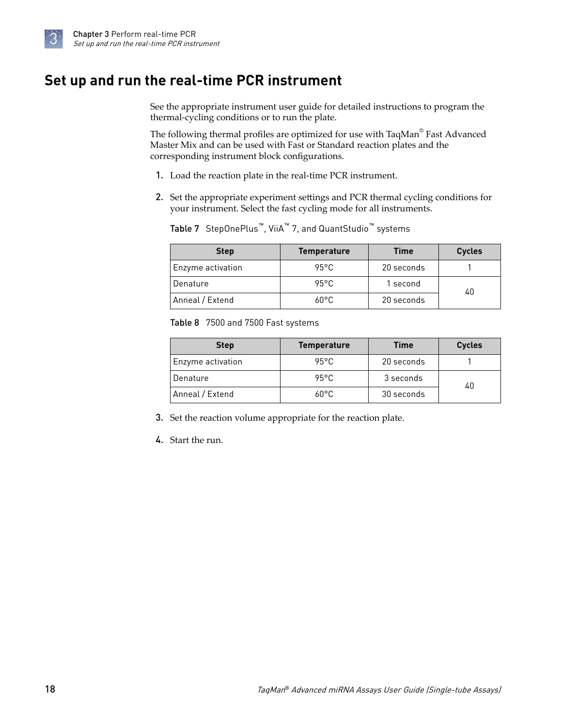# Set up and run the real-time PCR instrument

See the appropriate instrument user guide for detailed instructions to program the thermal-cycling conditions or to run the plate.

The following thermal profiles are optimized for use with TaqMan® Fast Advanced Master Mix and can be used with Fast or Standard reaction plates and the corresponding instrument block configurations.

1. Load the reaction plate in the real-time PCR instrument.
2. Set the appropriate experiment settings and PCR thermal cycling conditions for your instrument. Select the fast cycling mode for all instruments.

**Table 7** StepOnePlus™, ViiA™ 7, and QuantStudio™ systems

| Step | Temperature | Time | Cycles |
|---|---|---|---|
| Enzyme activation | 95°C | 20 seconds | 1 |
| Denature | 95°C | 1 second | 40 |
| Anneal / Extend | 60°C | 20 seconds | |

**Table 8** 7500 and 7500 Fast systems

| Step | Temperature | Time | Cycles |
|---|---|---|---|
| Enzyme activation | 95°C | 20 seconds | 1 |
| Denature | 95°C | 3 seconds | 40 |
| Anneal / Extend | 60°C | 30 seconds | |

3. Set the reaction volume appropriate for the reaction plate.
4. Start the run.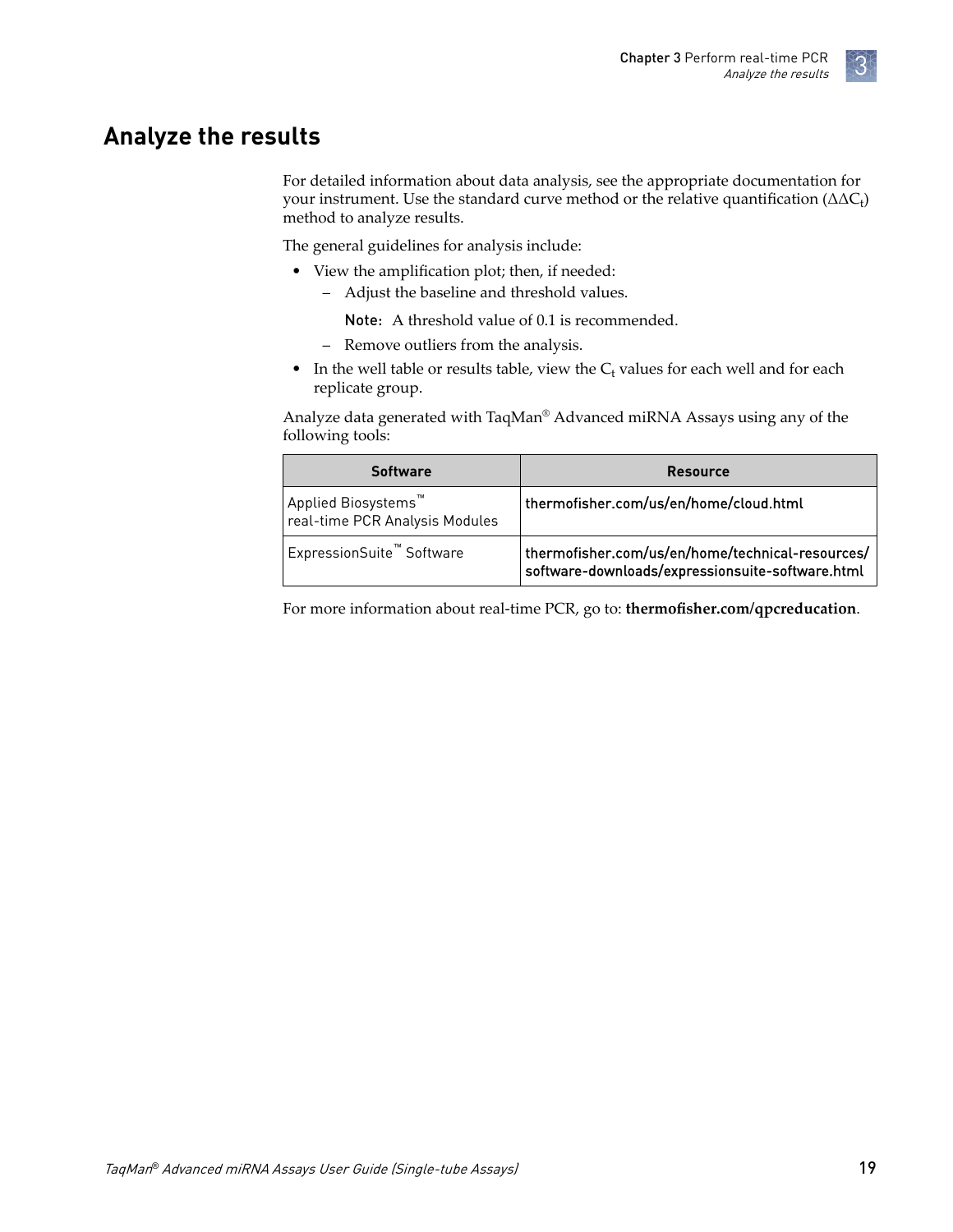## Analyze the results

For detailed information about data analysis, see the appropriate documentation for your instrument. Use the standard curve method or the relative quantification ($\Delta\Delta C_t$) method to analyze results.

The general guidelines for analysis include:

- View the amplification plot; then, if needed:
  - Adjust the baseline and threshold values.

    **Note:** A threshold value of 0.1 is recommended.
  - Remove outliers from the analysis.
- In the well table or results table, view the $C_t$ values for each well and for each replicate group.

Analyze data generated with TaqMan® Advanced miRNA Assays using any of the following tools:

| Software | Resource |
| --- | --- |
| Applied Biosystems™ real-time PCR Analysis Modules | thermofisher.com/us/en/home/cloud.html |
| ExpressionSuite™ Software | thermofisher.com/us/en/home/technical-resources/software-downloads/expressionsuite-software.html |

For more information about real-time PCR, go to: **thermofisher.com/qpcreducation**.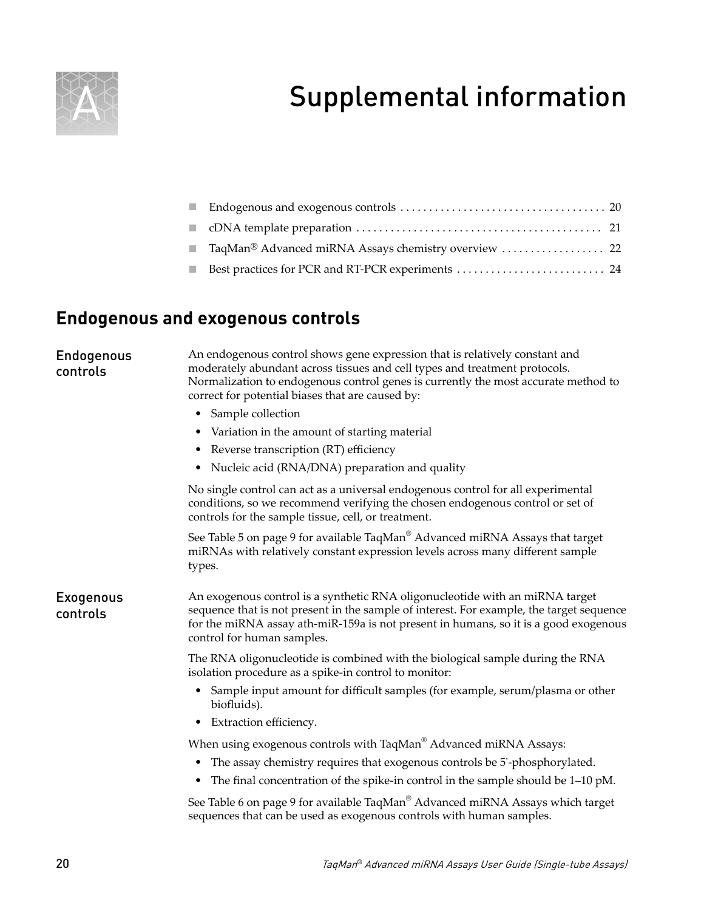# A Supplemental information

- Endogenous and exogenous controls . . . . . . . . . . . . . . . . . . . . . . . . . . . . . . . . . . . . 20
- cDNA template preparation . . . . . . . . . . . . . . . . . . . . . . . . . . . . . . . . . . . . . . . . . . 21
- TaqMan® Advanced miRNA Assays chemistry overview . . . . . . . . . . . . . . . . . 22
- Best practices for PCR and RT-PCR experiments . . . . . . . . . . . . . . . . . . . . . . . . . . 24

## Endogenous and exogenous controls

### Endogenous controls

An endogenous control shows gene expression that is relatively constant and moderately abundant across tissues and cell types and treatment protocols. Normalization to endogenous control genes is currently the most accurate method to correct for potential biases that are caused by:

- Sample collection
- Variation in the amount of starting material
- Reverse transcription (RT) efficiency
- Nucleic acid (RNA/DNA) preparation and quality

No single control can act as a universal endogenous control for all experimental conditions, so we recommend verifying the chosen endogenous control or set of controls for the sample tissue, cell, or treatment.

See Table 5 on page 9 for available TaqMan® Advanced miRNA Assays that target miRNAs with relatively constant expression levels across many different sample types.

### Exogenous controls

An exogenous control is a synthetic RNA oligonucleotide with an miRNA target sequence that is not present in the sample of interest. For example, the target sequence for the miRNA assay ath-miR-159a is not present in humans, so it is a good exogenous control for human samples.

The RNA oligonucleotide is combined with the biological sample during the RNA isolation procedure as a spike-in control to monitor:

- Sample input amount for difficult samples (for example, serum/plasma or other biofluids).
- Extraction efficiency.

When using exogenous controls with TaqMan® Advanced miRNA Assays:

- The assay chemistry requires that exogenous controls be 5'-phosphorylated.
- The final concentration of the spike-in control in the sample should be 1–10 pM.

See Table 6 on page 9 for available TaqMan® Advanced miRNA Assays which target sequences that can be used as exogenous controls with human samples.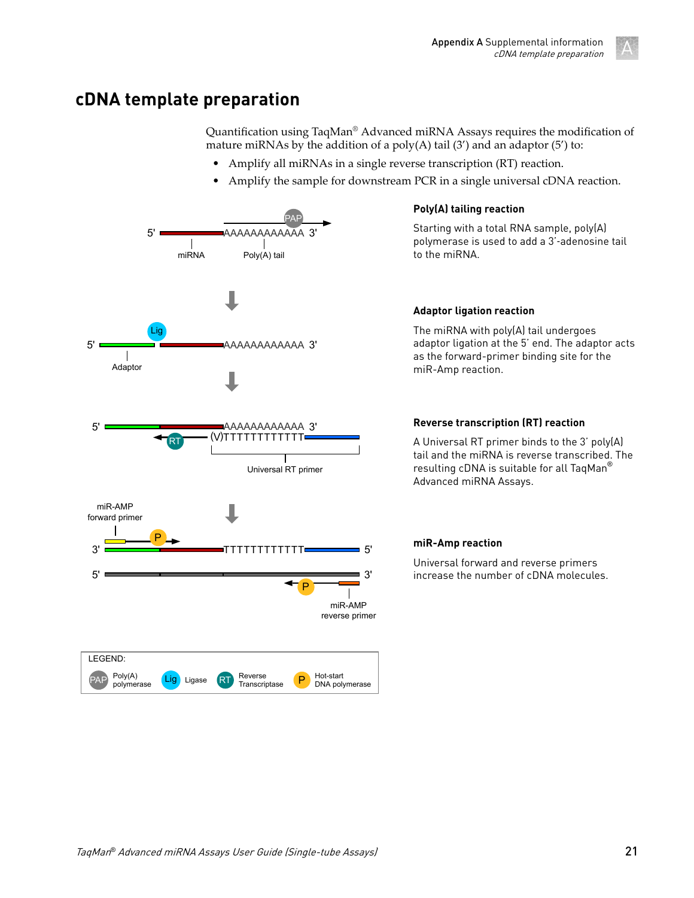# cDNA template preparation

Quantification using TaqMan® Advanced miRNA Assays requires the modification of mature miRNAs by the addition of a poly(A) tail (3′) and an adaptor (5′) to:

- Amplify all miRNAs in a single reverse transcription (RT) reaction.
- Amplify the sample for downstream PCR in a single universal cDNA reaction.

**Poly(A) tailing reaction**

Starting with a total RNA sample, poly(A) polymerase is used to add a 3′-adenosine tail to the miRNA.

**Adaptor ligation reaction**

The miRNA with poly(A) tail undergoes adaptor ligation at the 5′ end. The adaptor acts as the forward-primer binding site for the miR-Amp reaction.

**Reverse transcription (RT) reaction**

A Universal RT primer binds to the 3′ poly(A) tail and the miRNA is reverse transcribed. The resulting cDNA is suitable for all TaqMan® Advanced miRNA Assays.

**miR-Amp reaction**

Universal forward and reverse primers increase the number of cDNA molecules.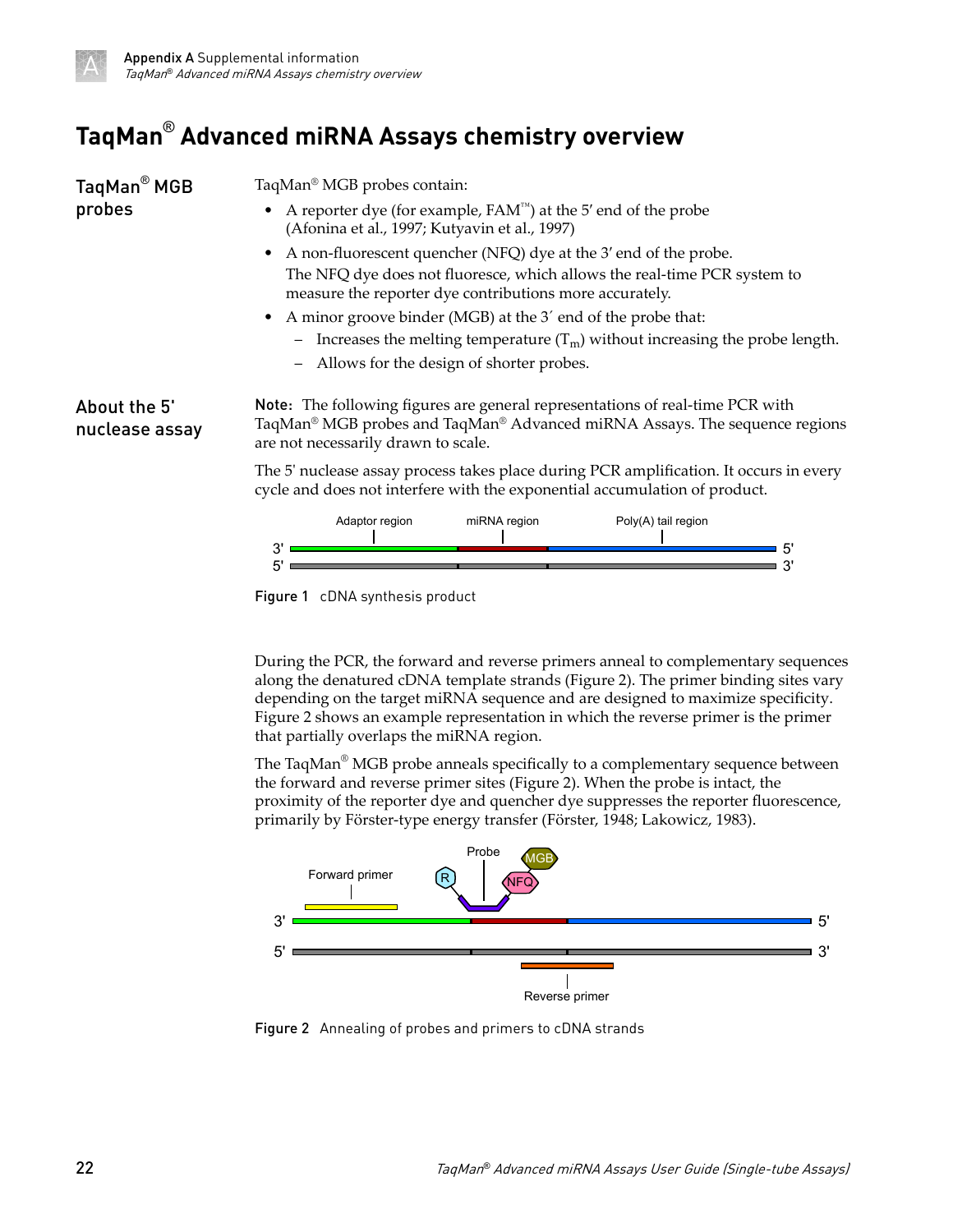# TaqMan® Advanced miRNA Assays chemistry overview

## TaqMan® MGB probes

TaqMan® MGB probes contain:

- A reporter dye (for example, FAM™) at the 5′ end of the probe (Afonina et al., 1997; Kutyavin et al., 1997)
- A non-fluorescent quencher (NFQ) dye at the 3′ end of the probe.
  The NFQ dye does not fluoresce, which allows the real-time PCR system to measure the reporter dye contributions more accurately.
- A minor groove binder (MGB) at the 3′ end of the probe that:
  - Increases the melting temperature ($T_m$) without increasing the probe length.
  - Allows for the design of shorter probes.

## About the 5' nuclease assay

**Note:** The following figures are general representations of real-time PCR with TaqMan® MGB probes and TaqMan® Advanced miRNA Assays. The sequence regions are not necessarily drawn to scale.

The 5' nuclease assay process takes place during PCR amplification. It occurs in every cycle and does not interfere with the exponential accumulation of product.

Figure 1 cDNA synthesis product

During the PCR, the forward and reverse primers anneal to complementary sequences along the denatured cDNA template strands (Figure 2). The primer binding sites vary depending on the target miRNA sequence and are designed to maximize specificity. Figure 2 shows an example representation in which the reverse primer is the primer that partially overlaps the miRNA region.

The TaqMan® MGB probe anneals specifically to a complementary sequence between the forward and reverse primer sites (Figure 2). When the probe is intact, the proximity of the reporter dye and quencher dye suppresses the reporter fluorescence, primarily by Förster-type energy transfer (Förster, 1948; Lakowicz, 1983).

Figure 2 Annealing of probes and primers to cDNA strands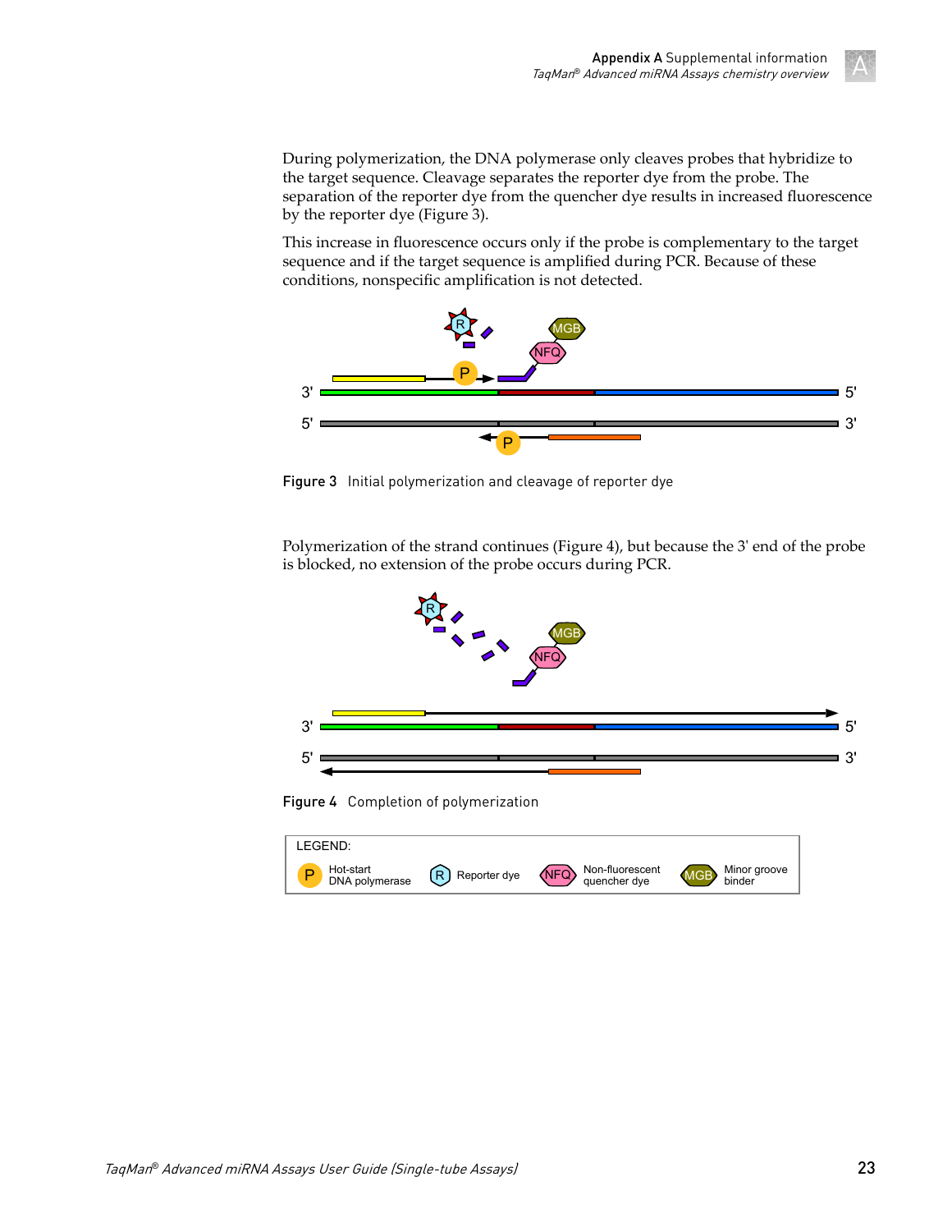During polymerization, the DNA polymerase only cleaves probes that hybridize to the target sequence. Cleavage separates the reporter dye from the probe. The separation of the reporter dye from the quencher dye results in increased fluorescence by the reporter dye (Figure 3).

This increase in fluorescence occurs only if the probe is complementary to the target sequence and if the target sequence is amplified during PCR. Because of these conditions, nonspecific amplification is not detected.

**Figure 3** Initial polymerization and cleavage of reporter dye

Polymerization of the strand continues (Figure 4), but because the 3' end of the probe is blocked, no extension of the probe occurs during PCR.

**Figure 4** Completion of polymerization

LEGEND:

- P: Hot-start DNA polymerase
- R: Reporter dye
- NFQ: Non-fluorescent quencher dye
- MGB: Minor groove binder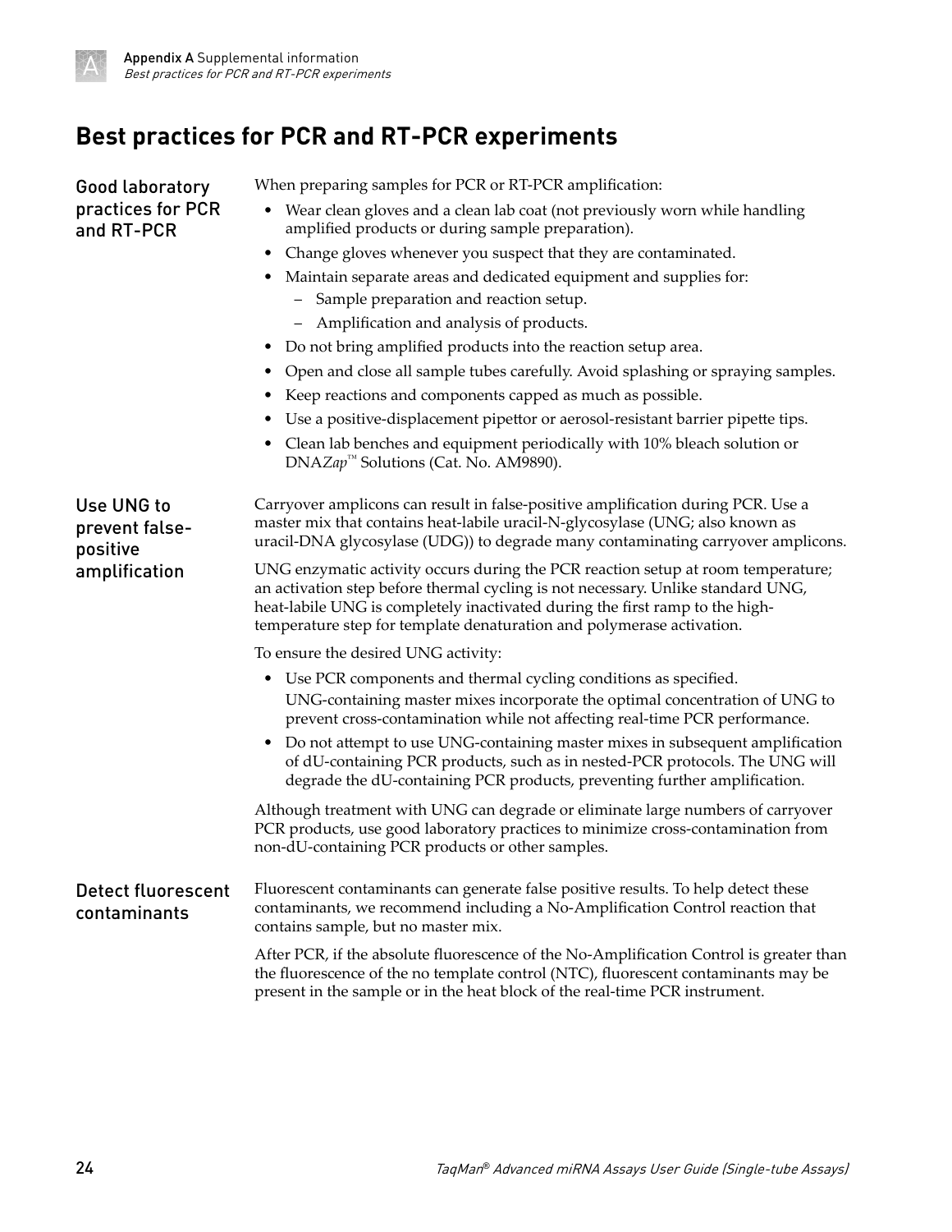# Best practices for PCR and RT-PCR experiments

## Good laboratory practices for PCR and RT-PCR

When preparing samples for PCR or RT-PCR amplification:

- Wear clean gloves and a clean lab coat (not previously worn while handling amplified products or during sample preparation).
- Change gloves whenever you suspect that they are contaminated.
- Maintain separate areas and dedicated equipment and supplies for:
  - Sample preparation and reaction setup.
  - Amplification and analysis of products.
- Do not bring amplified products into the reaction setup area.
- Open and close all sample tubes carefully. Avoid splashing or spraying samples.
- Keep reactions and components capped as much as possible.
- Use a positive-displacement pipettor or aerosol-resistant barrier pipette tips.
- Clean lab benches and equipment periodically with 10% bleach solution or DNA*Zap*™ Solutions (Cat. No. AM9890).

## Use UNG to prevent false-positive amplification

Carryover amplicons can result in false-positive amplification during PCR. Use a master mix that contains heat-labile uracil-N-glycosylase (UNG; also known as uracil-DNA glycosylase (UDG)) to degrade many contaminating carryover amplicons.

UNG enzymatic activity occurs during the PCR reaction setup at room temperature; an activation step before thermal cycling is not necessary. Unlike standard UNG, heat-labile UNG is completely inactivated during the first ramp to the high-temperature step for template denaturation and polymerase activation.

To ensure the desired UNG activity:

- Use PCR components and thermal cycling conditions as specified.
  UNG-containing master mixes incorporate the optimal concentration of UNG to prevent cross-contamination while not affecting real-time PCR performance.
- Do not attempt to use UNG-containing master mixes in subsequent amplification of dU-containing PCR products, such as in nested-PCR protocols. The UNG will degrade the dU-containing PCR products, preventing further amplification.

Although treatment with UNG can degrade or eliminate large numbers of carryover PCR products, use good laboratory practices to minimize cross-contamination from non-dU-containing PCR products or other samples.

## Detect fluorescent contaminants

Fluorescent contaminants can generate false positive results. To help detect these contaminants, we recommend including a No-Amplification Control reaction that contains sample, but no master mix.

After PCR, if the absolute fluorescence of the No-Amplification Control is greater than the fluorescence of the no template control (NTC), fluorescent contaminants may be present in the sample or in the heat block of the real-time PCR instrument.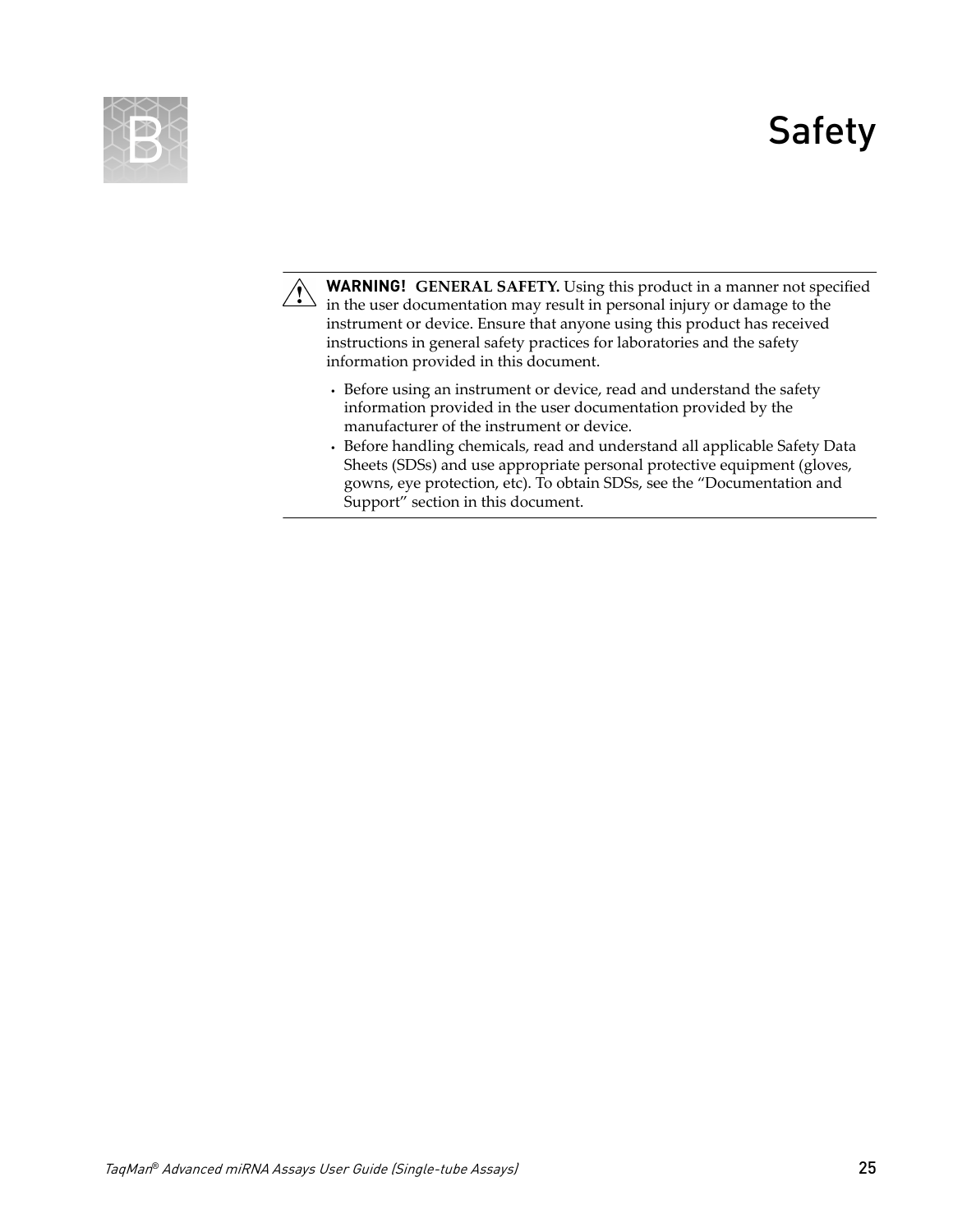# B Safety

> ⚠ **WARNING! GENERAL SAFETY.** Using this product in a manner not specified in the user documentation may result in personal injury or damage to the instrument or device. Ensure that anyone using this product has received instructions in general safety practices for laboratories and the safety information provided in this document.
>
> - Before using an instrument or device, read and understand the safety information provided in the user documentation provided by the manufacturer of the instrument or device.
> - Before handling chemicals, read and understand all applicable Safety Data Sheets (SDSs) and use appropriate personal protective equipment (gloves, gowns, eye protection, etc). To obtain SDSs, see the "Documentation and Support" section in this document.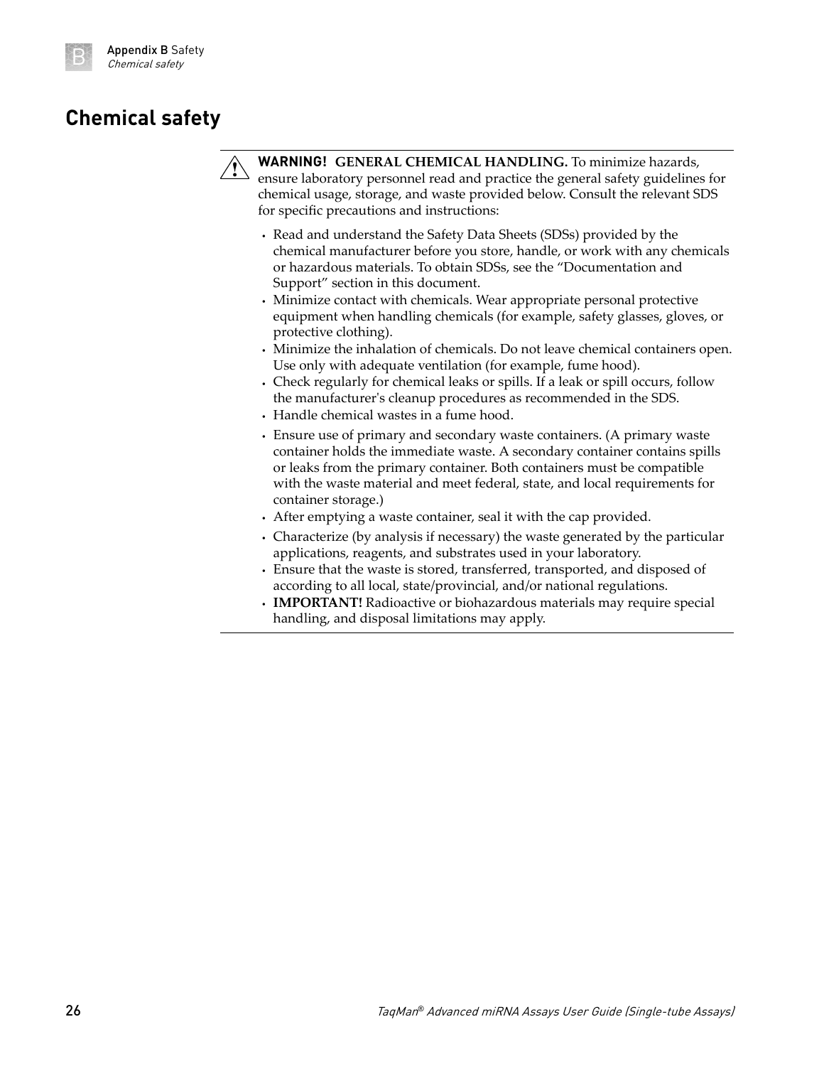## Chemical safety

**WARNING! GENERAL CHEMICAL HANDLING.** To minimize hazards, ensure laboratory personnel read and practice the general safety guidelines for chemical usage, storage, and waste provided below. Consult the relevant SDS for specific precautions and instructions:

- Read and understand the Safety Data Sheets (SDSs) provided by the chemical manufacturer before you store, handle, or work with any chemicals or hazardous materials. To obtain SDSs, see the "Documentation and Support" section in this document.
- Minimize contact with chemicals. Wear appropriate personal protective equipment when handling chemicals (for example, safety glasses, gloves, or protective clothing).
- Minimize the inhalation of chemicals. Do not leave chemical containers open. Use only with adequate ventilation (for example, fume hood).
- Check regularly for chemical leaks or spills. If a leak or spill occurs, follow the manufacturer's cleanup procedures as recommended in the SDS.
- Handle chemical wastes in a fume hood.
- Ensure use of primary and secondary waste containers. (A primary waste container holds the immediate waste. A secondary container contains spills or leaks from the primary container. Both containers must be compatible with the waste material and meet federal, state, and local requirements for container storage.)
- After emptying a waste container, seal it with the cap provided.
- Characterize (by analysis if necessary) the waste generated by the particular applications, reagents, and substrates used in your laboratory.
- Ensure that the waste is stored, transferred, transported, and disposed of according to all local, state/provincial, and/or national regulations.
- **IMPORTANT!** Radioactive or biohazardous materials may require special handling, and disposal limitations may apply.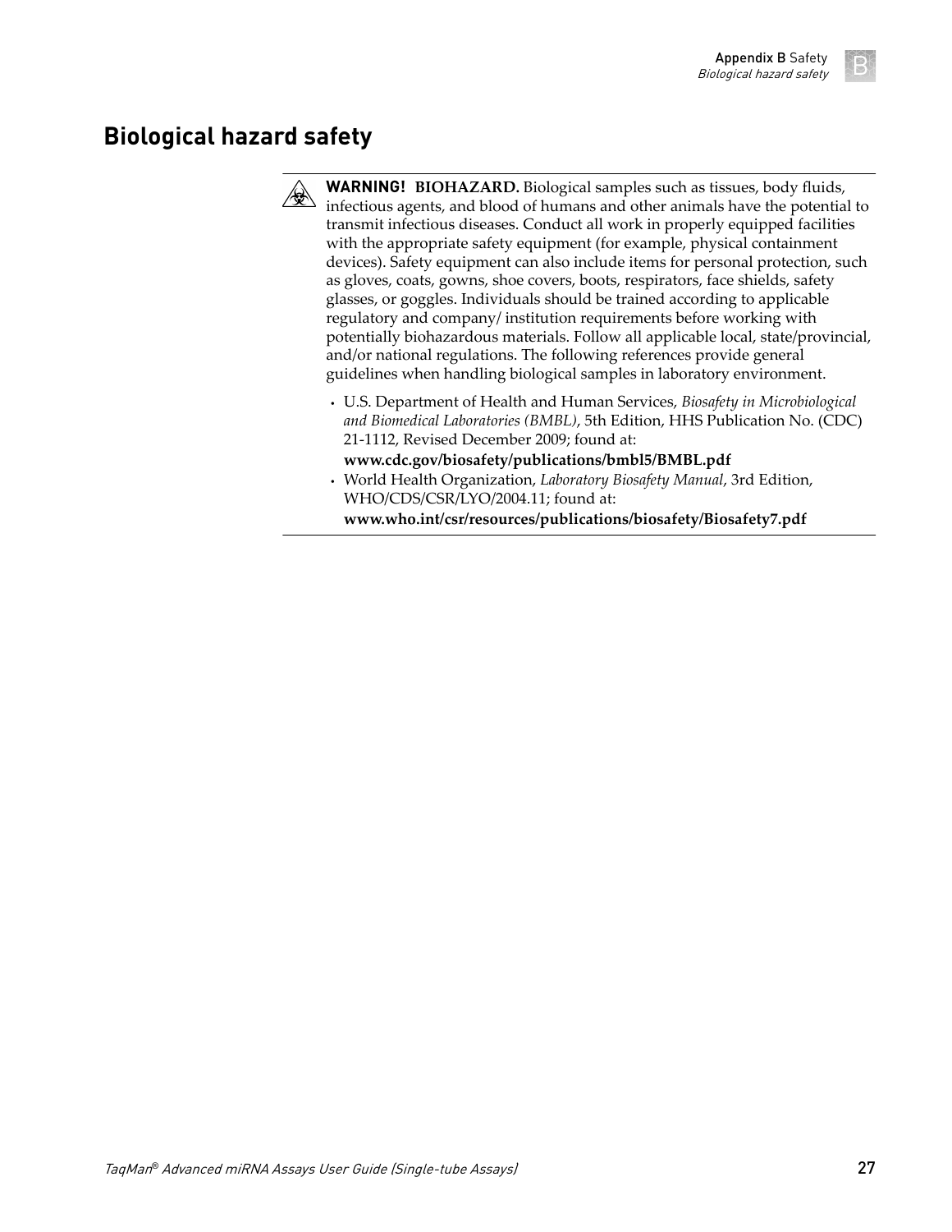# Biological hazard safety

**WARNING! BIOHAZARD.** Biological samples such as tissues, body fluids, infectious agents, and blood of humans and other animals have the potential to transmit infectious diseases. Conduct all work in properly equipped facilities with the appropriate safety equipment (for example, physical containment devices). Safety equipment can also include items for personal protection, such as gloves, coats, gowns, shoe covers, boots, respirators, face shields, safety glasses, or goggles. Individuals should be trained according to applicable regulatory and company/ institution requirements before working with potentially biohazardous materials. Follow all applicable local, state/provincial, and/or national regulations. The following references provide general guidelines when handling biological samples in laboratory environment.

- U.S. Department of Health and Human Services, *Biosafety in Microbiological and Biomedical Laboratories (BMBL)*, 5th Edition, HHS Publication No. (CDC) 21-1112, Revised December 2009; found at:
  **www.cdc.gov/biosafety/publications/bmbl5/BMBL.pdf**
- World Health Organization, *Laboratory Biosafety Manual*, 3rd Edition, WHO/CDS/CSR/LYO/2004.11; found at:
  **www.who.int/csr/resources/publications/biosafety/Biosafety7.pdf**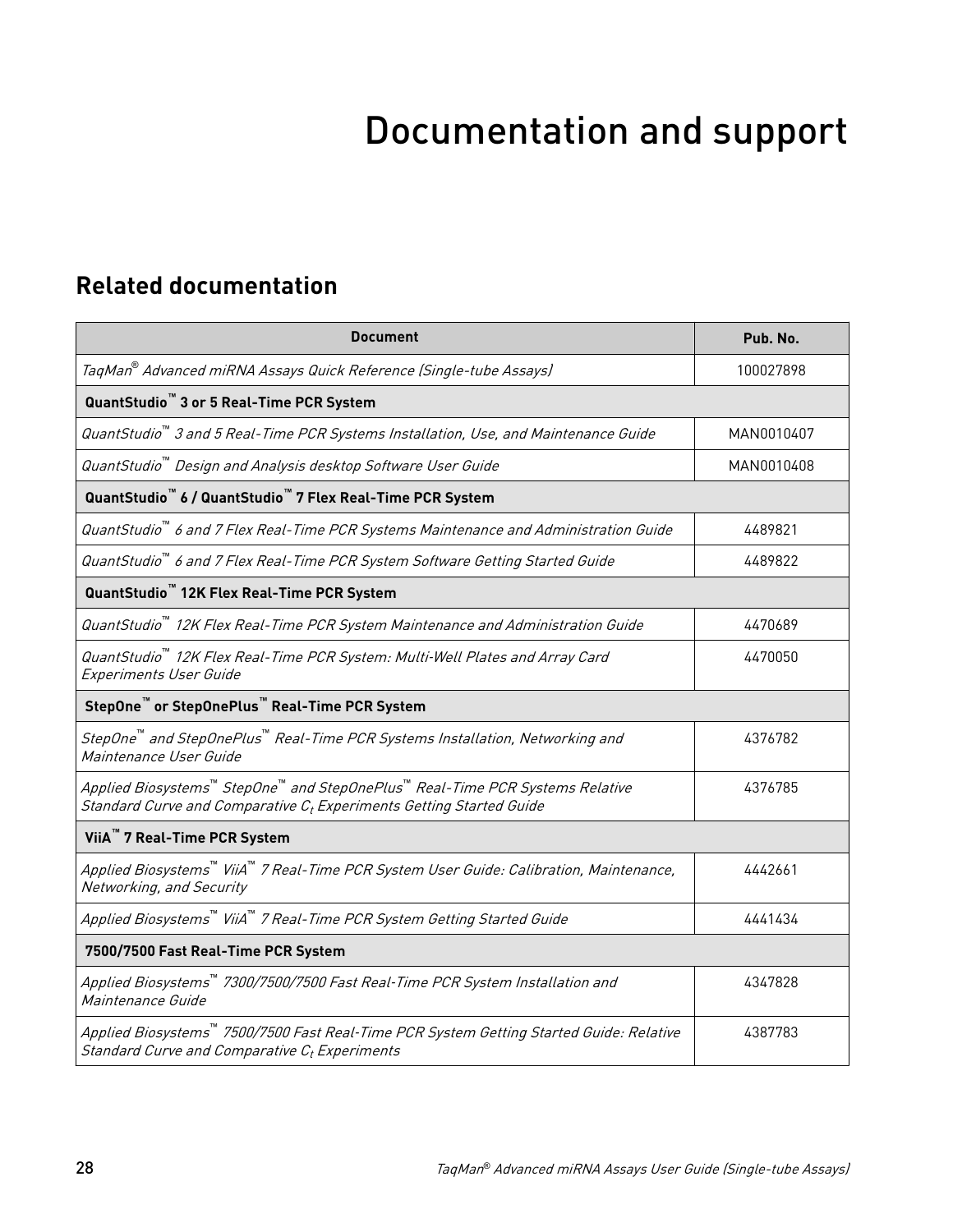# Documentation and support

## Related documentation

| Document | Pub. No. |
|---|---|
| *TaqMan® Advanced miRNA Assays Quick Reference (Single-tube Assays)* | 100027898 |
| **QuantStudio™ 3 or 5 Real-Time PCR System** | |
| *QuantStudio™ 3 and 5 Real-Time PCR Systems Installation, Use, and Maintenance Guide* | MAN0010407 |
| *QuantStudio™ Design and Analysis desktop Software User Guide* | MAN0010408 |
| **QuantStudio™ 6 / QuantStudio™ 7 Flex Real-Time PCR System** | |
| *QuantStudio™ 6 and 7 Flex Real-Time PCR Systems Maintenance and Administration Guide* | 4489821 |
| *QuantStudio™ 6 and 7 Flex Real-Time PCR System Software Getting Started Guide* | 4489822 |
| **QuantStudio™ 12K Flex Real-Time PCR System** | |
| *QuantStudio™ 12K Flex Real-Time PCR System Maintenance and Administration Guide* | 4470689 |
| *QuantStudio™ 12K Flex Real-Time PCR System: Multi-Well Plates and Array Card Experiments User Guide* | 4470050 |
| **StepOne™ or StepOnePlus™ Real-Time PCR System** | |
| *StepOne™ and StepOnePlus™ Real-Time PCR Systems Installation, Networking and Maintenance User Guide* | 4376782 |
| *Applied Biosystems™ StepOne™ and StepOnePlus™ Real-Time PCR Systems Relative Standard Curve and Comparative $C_t$ Experiments Getting Started Guide* | 4376785 |
| **ViiA™ 7 Real-Time PCR System** | |
| *Applied Biosystems™ ViiA™ 7 Real-Time PCR System User Guide: Calibration, Maintenance, Networking, and Security* | 4442661 |
| *Applied Biosystems™ ViiA™ 7 Real-Time PCR System Getting Started Guide* | 4441434 |
| **7500/7500 Fast Real-Time PCR System** | |
| *Applied Biosystems™ 7300/7500/7500 Fast Real-Time PCR System Installation and Maintenance Guide* | 4347828 |
| *Applied Biosystems™ 7500/7500 Fast Real-Time PCR System Getting Started Guide: Relative Standard Curve and Comparative $C_t$ Experiments* | 4387783 |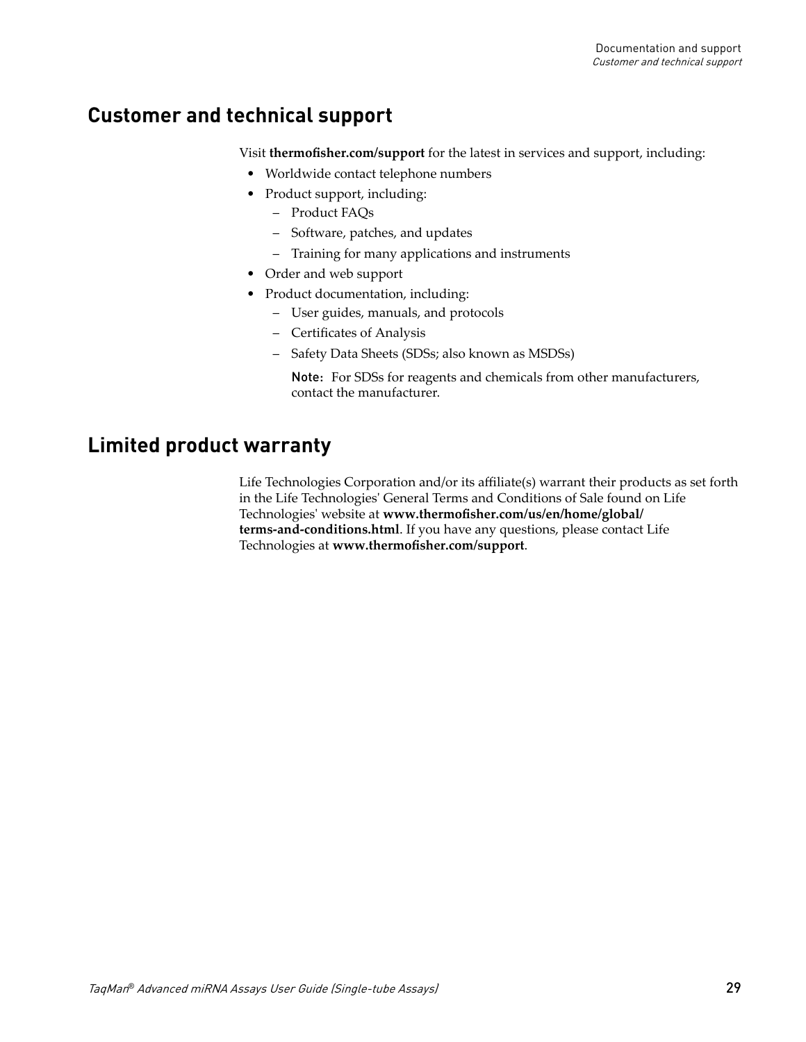## Customer and technical support

Visit **thermofisher.com/support** for the latest in services and support, including:

- Worldwide contact telephone numbers
- Product support, including:
  - Product FAQs
  - Software, patches, and updates
  - Training for many applications and instruments
- Order and web support
- Product documentation, including:
  - User guides, manuals, and protocols
  - Certificates of Analysis
  - Safety Data Sheets (SDSs; also known as MSDSs)

    Note: For SDSs for reagents and chemicals from other manufacturers, contact the manufacturer.

## Limited product warranty

Life Technologies Corporation and/or its affiliate(s) warrant their products as set forth in the Life Technologies' General Terms and Conditions of Sale found on Life Technologies' website at **www.thermofisher.com/us/en/home/global/terms-and-conditions.html**. If you have any questions, please contact Life Technologies at **www.thermofisher.com/support**.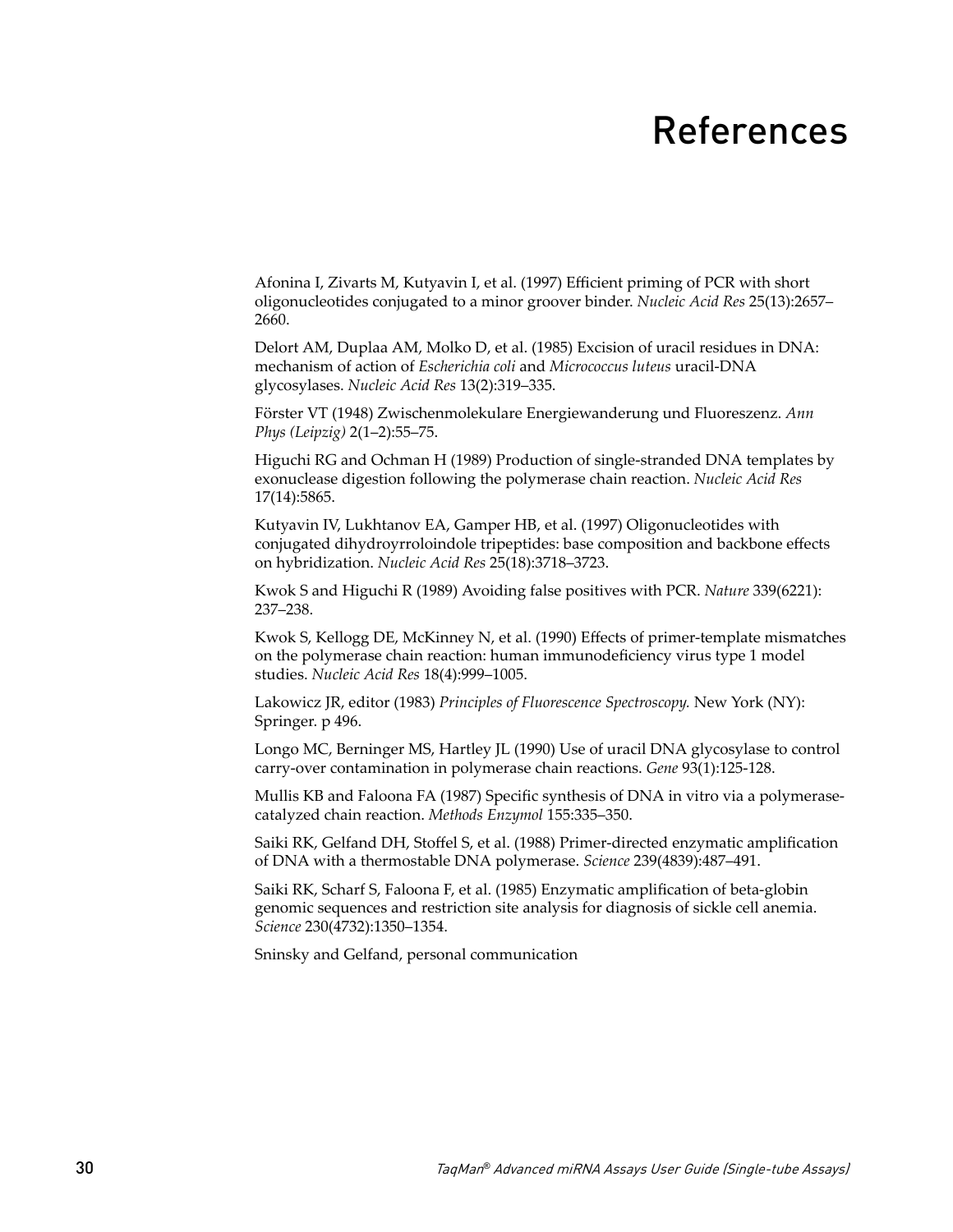# References

Afonina I, Zivarts M, Kutyavin I, et al. (1997) Efficient priming of PCR with short oligonucleotides conjugated to a minor groover binder. *Nucleic Acid Res* 25(13):2657–2660.

Delort AM, Duplaa AM, Molko D, et al. (1985) Excision of uracil residues in DNA: mechanism of action of *Escherichia coli* and *Micrococcus luteus* uracil-DNA glycosylases. *Nucleic Acid Res* 13(2):319–335.

Förster VT (1948) Zwischenmolekulare Energiewanderung und Fluoreszenz. *Ann Phys (Leipzig)* 2(1–2):55–75.

Higuchi RG and Ochman H (1989) Production of single-stranded DNA templates by exonuclease digestion following the polymerase chain reaction. *Nucleic Acid Res* 17(14):5865.

Kutyavin IV, Lukhtanov EA, Gamper HB, et al. (1997) Oligonucleotides with conjugated dihydroyrroloindole tripeptides: base composition and backbone effects on hybridization. *Nucleic Acid Res* 25(18):3718–3723.

Kwok S and Higuchi R (1989) Avoiding false positives with PCR. *Nature* 339(6221): 237–238.

Kwok S, Kellogg DE, McKinney N, et al. (1990) Effects of primer-template mismatches on the polymerase chain reaction: human immunodeficiency virus type 1 model studies. *Nucleic Acid Res* 18(4):999–1005.

Lakowicz JR, editor (1983) *Principles of Fluorescence Spectroscopy.* New York (NY): Springer. p 496.

Longo MC, Berninger MS, Hartley JL (1990) Use of uracil DNA glycosylase to control carry-over contamination in polymerase chain reactions. *Gene* 93(1):125-128.

Mullis KB and Faloona FA (1987) Specific synthesis of DNA in vitro via a polymerase-catalyzed chain reaction. *Methods Enzymol* 155:335–350.

Saiki RK, Gelfand DH, Stoffel S, et al. (1988) Primer-directed enzymatic amplification of DNA with a thermostable DNA polymerase. *Science* 239(4839):487–491.

Saiki RK, Scharf S, Faloona F, et al. (1985) Enzymatic amplification of beta-globin genomic sequences and restriction site analysis for diagnosis of sickle cell anemia. *Science* 230(4732):1350–1354.

Sninsky and Gelfand, personal communication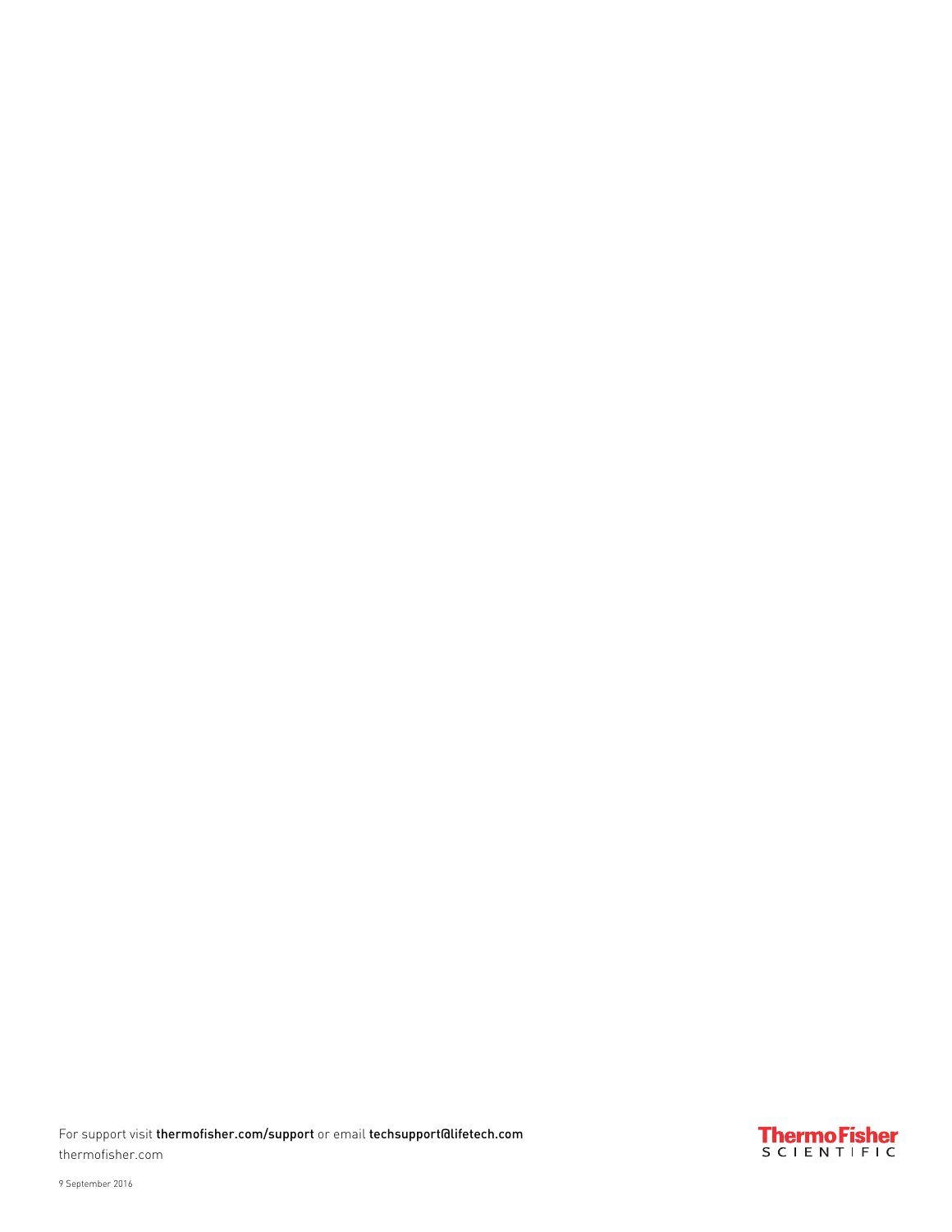For support visit **thermofisher.com/support** or email **techsupport@lifetech.com**

thermofisher.com

9 September 2016

**ThermoFisher**
SCIENTIFIC